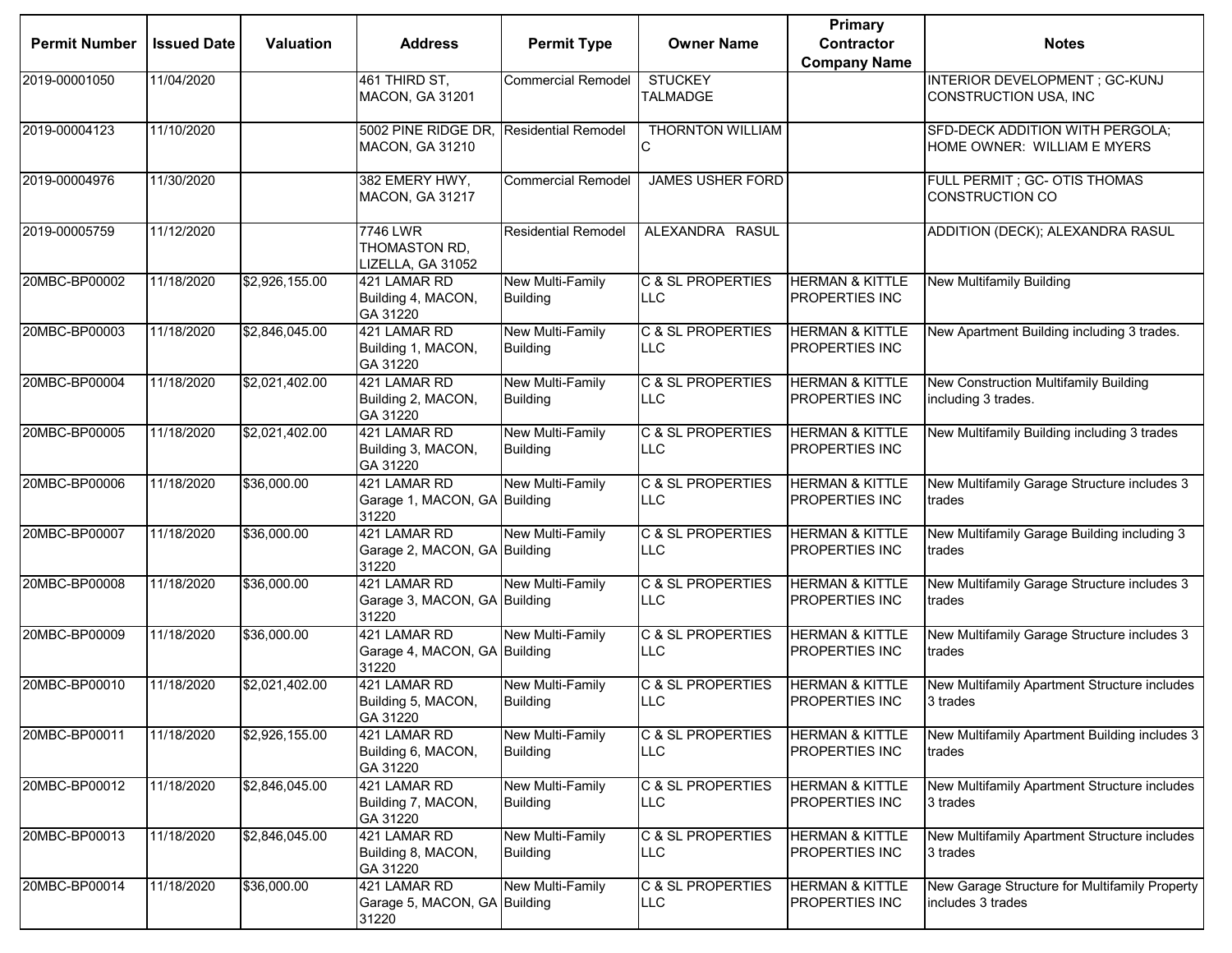| Permit Number | Issued Date | Valuation | Address | Permit Type | Owner Name | Primary Contractor Company Name | Notes |
|---|---|---|---|---|---|---|---|
| 2019-00001050 | 11/04/2020 | | 461 THIRD ST, MACON, GA 31201 | Commercial Remodel | STUCKEY TALMADGE | | INTERIOR DEVELOPMENT ; GC-KUNJ CONSTRUCTION USA, INC |
| 2019-00004123 | 11/10/2020 | | 5002 PINE RIDGE DR, MACON, GA 31210 | Residential Remodel | THORNTON WILLIAM C | | SFD-DECK ADDITION WITH PERGOLA; HOME OWNER: WILLIAM E MYERS |
| 2019-00004976 | 11/30/2020 | | 382 EMERY HWY, MACON, GA 31217 | Commercial Remodel | JAMES USHER FORD | | FULL PERMIT ; GC- OTIS THOMAS CONSTRUCTION CO |
| 2019-00005759 | 11/12/2020 | | 7746 LWR THOMASTON RD, LIZELLA, GA 31052 | Residential Remodel | ALEXANDRA RASUL | | ADDITION (DECK); ALEXANDRA RASUL |
| 20MBC-BP00002 | 11/18/2020 | $2,926,155.00 | 421 LAMAR RD Building 4, MACON, GA 31220 | New Multi-Family Building | C & SL PROPERTIES LLC | HERMAN & KITTLE PROPERTIES INC | New Multifamily Building |
| 20MBC-BP00003 | 11/18/2020 | $2,846,045.00 | 421 LAMAR RD Building 1, MACON, GA 31220 | New Multi-Family Building | C & SL PROPERTIES LLC | HERMAN & KITTLE PROPERTIES INC | New Apartment Building including 3 trades. |
| 20MBC-BP00004 | 11/18/2020 | $2,021,402.00 | 421 LAMAR RD Building 2, MACON, GA 31220 | New Multi-Family Building | C & SL PROPERTIES LLC | HERMAN & KITTLE PROPERTIES INC | New Construction Multifamily Building including 3 trades. |
| 20MBC-BP00005 | 11/18/2020 | $2,021,402.00 | 421 LAMAR RD Building 3, MACON, GA 31220 | New Multi-Family Building | C & SL PROPERTIES LLC | HERMAN & KITTLE PROPERTIES INC | New Multifamily Building including 3 trades |
| 20MBC-BP00006 | 11/18/2020 | $36,000.00 | 421 LAMAR RD Garage 1, MACON, GA 31220 | New Multi-Family Building | C & SL PROPERTIES LLC | HERMAN & KITTLE PROPERTIES INC | New Multifamily Garage Structure includes 3 trades |
| 20MBC-BP00007 | 11/18/2020 | $36,000.00 | 421 LAMAR RD Garage 2, MACON, GA 31220 | New Multi-Family Building | C & SL PROPERTIES LLC | HERMAN & KITTLE PROPERTIES INC | New Multifamily Garage Building including 3 trades |
| 20MBC-BP00008 | 11/18/2020 | $36,000.00 | 421 LAMAR RD Garage 3, MACON, GA 31220 | New Multi-Family Building | C & SL PROPERTIES LLC | HERMAN & KITTLE PROPERTIES INC | New Multifamily Garage Structure includes 3 trades |
| 20MBC-BP00009 | 11/18/2020 | $36,000.00 | 421 LAMAR RD Garage 4, MACON, GA 31220 | New Multi-Family Building | C & SL PROPERTIES LLC | HERMAN & KITTLE PROPERTIES INC | New Multifamily Garage Structure includes 3 trades |
| 20MBC-BP00010 | 11/18/2020 | $2,021,402.00 | 421 LAMAR RD Building 5, MACON, GA 31220 | New Multi-Family Building | C & SL PROPERTIES LLC | HERMAN & KITTLE PROPERTIES INC | New Multifamily Apartment Structure includes 3 trades |
| 20MBC-BP00011 | 11/18/2020 | $2,926,155.00 | 421 LAMAR RD Building 6, MACON, GA 31220 | New Multi-Family Building | C & SL PROPERTIES LLC | HERMAN & KITTLE PROPERTIES INC | New Multifamily Apartment Building includes 3 trades |
| 20MBC-BP00012 | 11/18/2020 | $2,846,045.00 | 421 LAMAR RD Building 7, MACON, GA 31220 | New Multi-Family Building | C & SL PROPERTIES LLC | HERMAN & KITTLE PROPERTIES INC | New Multifamily Apartment Structure includes 3 trades |
| 20MBC-BP00013 | 11/18/2020 | $2,846,045.00 | 421 LAMAR RD Building 8, MACON, GA 31220 | New Multi-Family Building | C & SL PROPERTIES LLC | HERMAN & KITTLE PROPERTIES INC | New Multifamily Apartment Structure includes 3 trades |
| 20MBC-BP00014 | 11/18/2020 | $36,000.00 | 421 LAMAR RD Garage 5, MACON, GA 31220 | New Multi-Family Building | C & SL PROPERTIES LLC | HERMAN & KITTLE PROPERTIES INC | New Garage Structure for Multifamily Property includes 3 trades |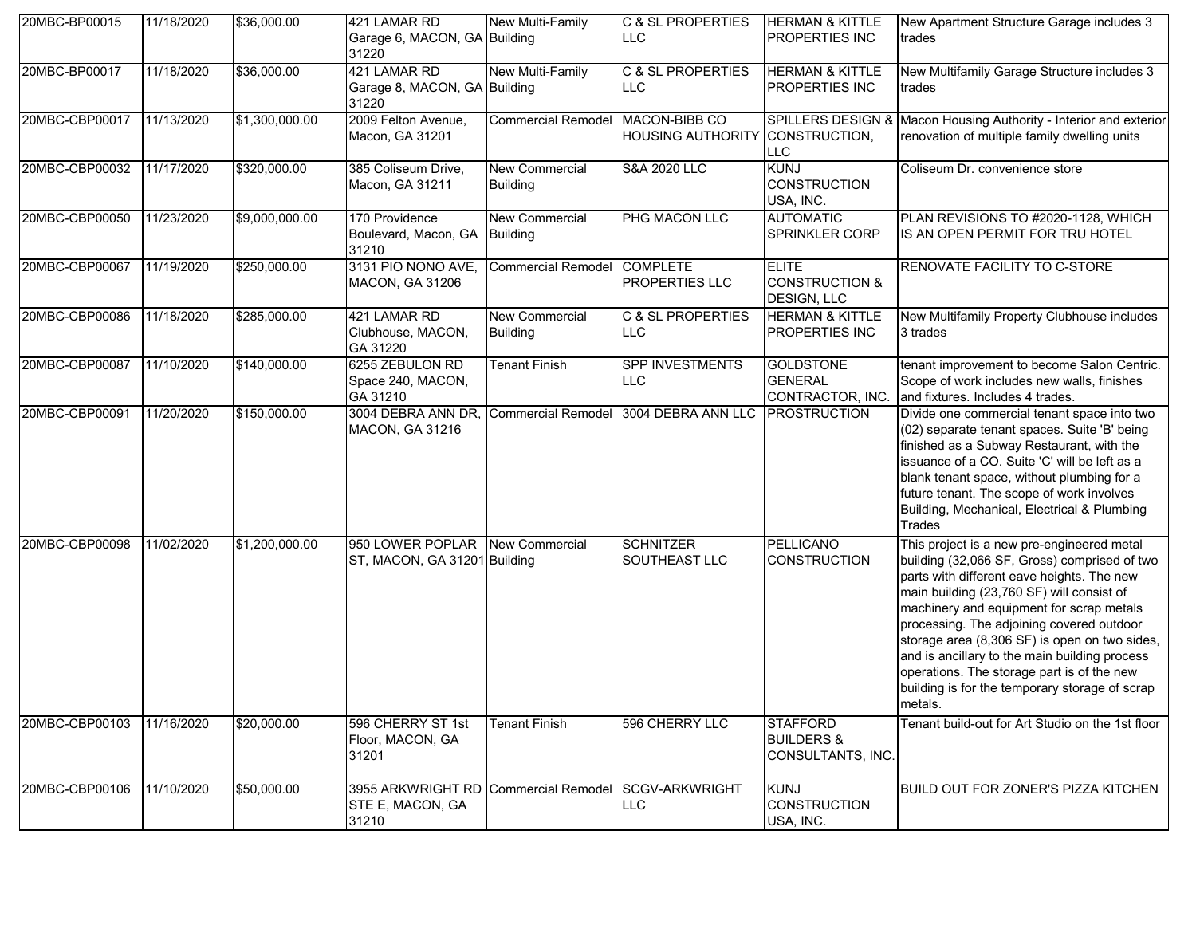| 20MBC-BP00015 | 11/18/2020 | $36,000.00 | 421 LAMAR RD Garage 6, MACON, GA 31220 | New Multi-Family Building | C & SL PROPERTIES LLC | HERMAN & KITTLE PROPERTIES INC | New Apartment Structure Garage includes 3 trades |
|---|---|---|---|---|---|---|---|
| 20MBC-BP00017 | 11/18/2020 | $36,000.00 | 421 LAMAR RD Garage 8, MACON, GA 31220 | New Multi-Family Building | C & SL PROPERTIES LLC | HERMAN & KITTLE PROPERTIES INC | New Multifamily Garage Structure includes 3 trades |
| 20MBC-CBP00017 | 11/13/2020 | $1,300,000.00 | 2009 Felton Avenue, Macon, GA 31201 | Commercial Remodel | MACON-BIBB CO HOUSING AUTHORITY | SPILLERS DESIGN & CONSTRUCTION, LLC | Macon Housing Authority - Interior and exterior renovation of multiple family dwelling units |
| 20MBC-CBP00032 | 11/17/2020 | $320,000.00 | 385 Coliseum Drive, Macon, GA 31211 | New Commercial Building | S&A 2020 LLC | KUNJ CONSTRUCTION USA, INC. | Coliseum Dr. convenience store |
| 20MBC-CBP00050 | 11/23/2020 | $9,000,000.00 | 170 Providence Boulevard, Macon, GA 31210 | New Commercial Building | PHG MACON LLC | AUTOMATIC SPRINKLER CORP | PLAN REVISIONS TO #2020-1128, WHICH IS AN OPEN PERMIT FOR TRU HOTEL |
| 20MBC-CBP00067 | 11/19/2020 | $250,000.00 | 3131 PIO NONO AVE, MACON, GA 31206 | Commercial Remodel | COMPLETE PROPERTIES LLC | ELITE CONSTRUCTION & DESIGN, LLC | RENOVATE FACILITY TO C-STORE |
| 20MBC-CBP00086 | 11/18/2020 | $285,000.00 | 421 LAMAR RD Clubhouse, MACON, GA 31220 | New Commercial Building | C & SL PROPERTIES LLC | HERMAN & KITTLE PROPERTIES INC | New Multifamily Property Clubhouse includes 3 trades |
| 20MBC-CBP00087 | 11/10/2020 | $140,000.00 | 6255 ZEBULON RD Space 240, MACON, GA 31210 | Tenant Finish | SPP INVESTMENTS LLC | GOLDSTONE GENERAL CONTRACTOR, INC. | tenant improvement to become Salon Centric. Scope of work includes new walls, finishes and fixtures. Includes 4 trades. |
| 20MBC-CBP00091 | 11/20/2020 | $150,000.00 | 3004 DEBRA ANN DR, MACON, GA 31216 | Commercial Remodel | 3004 DEBRA ANN LLC | PROSTRUCTION | Divide one commercial tenant space into two (02) separate tenant spaces. Suite 'B' being finished as a Subway Restaurant, with the issuance of a CO. Suite 'C' will be left as a blank tenant space, without plumbing for a future tenant. The scope of work involves Building, Mechanical, Electrical & Plumbing Trades |
| 20MBC-CBP00098 | 11/02/2020 | $1,200,000.00 | 950 LOWER POPLAR ST, MACON, GA 31201 | New Commercial Building | SCHNITZER SOUTHEAST LLC | PELLICANO CONSTRUCTION | This project is a new pre-engineered metal building (32,066 SF, Gross) comprised of two parts with different eave heights. The new main building (23,760 SF) will consist of machinery and equipment for scrap metals processing. The adjoining covered outdoor storage area (8,306 SF) is open on two sides, and is ancillary to the main building process operations. The storage part is of the new building is for the temporary storage of scrap metals. |
| 20MBC-CBP00103 | 11/16/2020 | $20,000.00 | 596 CHERRY ST 1st Floor, MACON, GA 31201 | Tenant Finish | 596 CHERRY LLC | STAFFORD BUILDERS & CONSULTANTS, INC. | Tenant build-out for Art Studio on the 1st floor |
| 20MBC-CBP00106 | 11/10/2020 | $50,000.00 | 3955 ARKWRIGHT RD STE E, MACON, GA 31210 | Commercial Remodel | SCGV-ARKWRIGHT LLC | KUNJ CONSTRUCTION USA, INC. | BUILD OUT FOR ZONER'S PIZZA KITCHEN |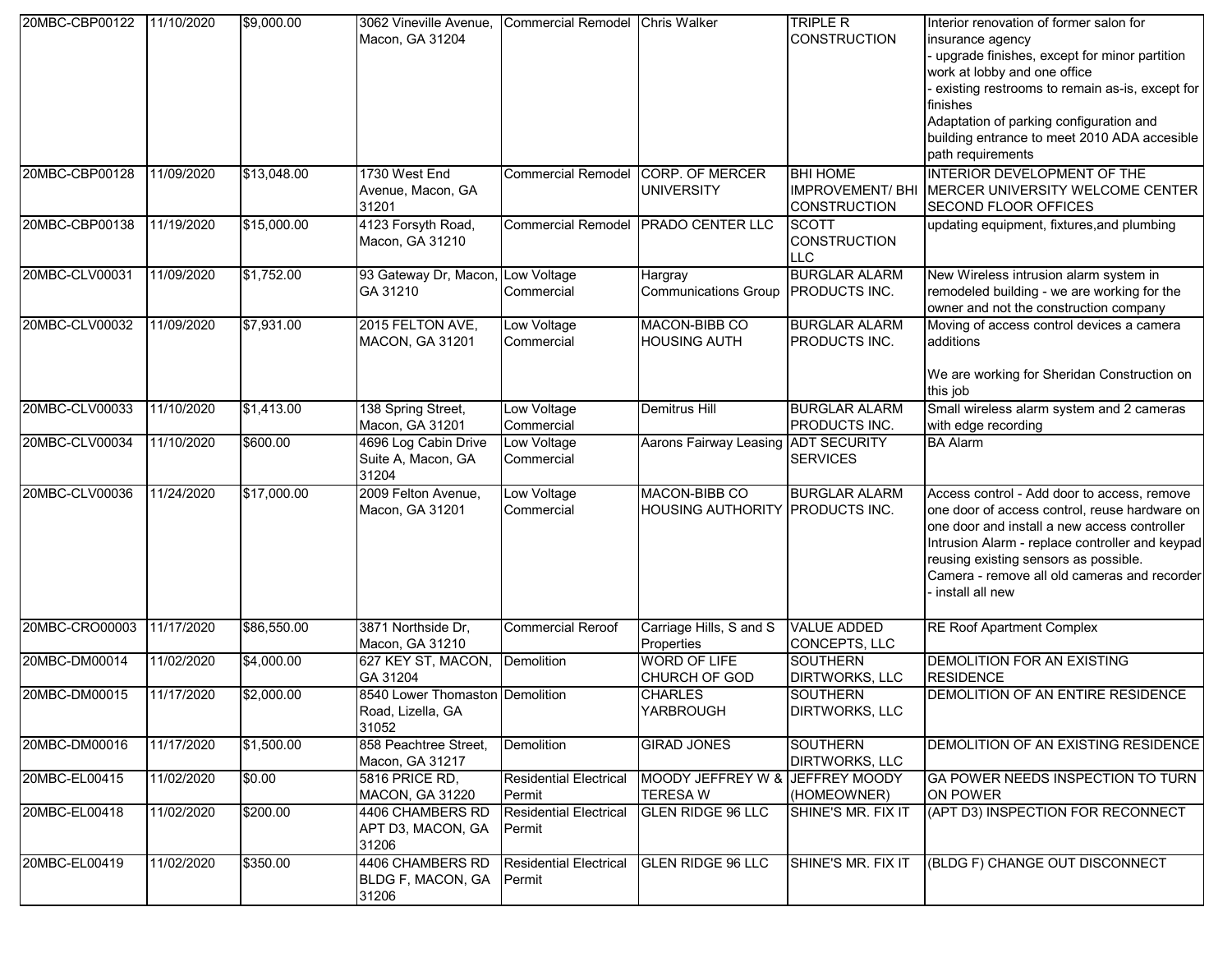| 20MBC-CBP00122 | 11/10/2020 | $9,000.00 | 3062 Vineville Avenue, Macon, GA 31204 | Commercial Remodel | Chris Walker | TRIPLE R CONSTRUCTION | Interior renovation of former salon for insurance agency<br>- upgrade finishes, except for minor partition work at lobby and one office<br>- existing restrooms to remain as-is, except for finishes<br>Adaptation of parking configuration and building entrance to meet 2010 ADA accesible path requirements |
|---|---|---|---|---|---|---|---|
| 20MBC-CBP00128 | 11/09/2020 | $13,048.00 | 1730 West End Avenue, Macon, GA 31201 | Commercial Remodel | CORP. OF MERCER UNIVERSITY | BHI HOME IMPROVEMENT/ BHI CONSTRUCTION | INTERIOR DEVELOPMENT OF THE MERCER UNIVERSITY WELCOME CENTER SECOND FLOOR OFFICES |
| 20MBC-CBP00138 | 11/19/2020 | $15,000.00 | 4123 Forsyth Road, Macon, GA 31210 | Commercial Remodel | PRADO CENTER LLC | SCOTT CONSTRUCTION LLC | updating equipment, fixtures,and plumbing |
| 20MBC-CLV00031 | 11/09/2020 | $1,752.00 | 93 Gateway Dr, Macon, GA 31210 | Low Voltage Commercial | Hargray Communications Group | BURGLAR ALARM PRODUCTS INC. | New Wireless intrusion alarm system in remodeled building - we are working for the owner and not the construction company |
| 20MBC-CLV00032 | 11/09/2020 | $7,931.00 | 2015 FELTON AVE, MACON, GA 31201 | Low Voltage Commercial | MACON-BIBB CO HOUSING AUTH | BURGLAR ALARM PRODUCTS INC. | Moving of access control devices a camera additions<br><br>We are working for Sheridan Construction on this job |
| 20MBC-CLV00033 | 11/10/2020 | $1,413.00 | 138 Spring Street, Macon, GA 31201 | Low Voltage Commercial | Demitrus Hill | BURGLAR ALARM PRODUCTS INC. | Small wireless alarm system and 2 cameras with edge recording |
| 20MBC-CLV00034 | 11/10/2020 | $600.00 | 4696 Log Cabin Drive Suite A, Macon, GA 31204 | Low Voltage Commercial | Aarons Fairway Leasing | ADT SECURITY SERVICES | BA Alarm |
| 20MBC-CLV00036 | 11/24/2020 | $17,000.00 | 2009 Felton Avenue, Macon, GA 31201 | Low Voltage Commercial | MACON-BIBB CO HOUSING AUTHORITY | BURGLAR ALARM PRODUCTS INC. | Access control - Add door to access, remove one door of access control, reuse hardware on one door and install a new access controller<br>Intrusion Alarm - replace controller and keypad reusing existing sensors as possible.<br>Camera - remove all old cameras and recorder - install all new |
| 20MBC-CRO00003 | 11/17/2020 | $86,550.00 | 3871 Northside Dr, Macon, GA 31210 | Commercial Reroof | Carriage Hills, S and S Properties | VALUE ADDED CONCEPTS, LLC | RE Roof Apartment Complex |
| 20MBC-DM00014 | 11/02/2020 | $4,000.00 | 627 KEY ST, MACON, GA 31204 | Demolition | WORD OF LIFE CHURCH OF GOD | SOUTHERN DIRTWORKS, LLC | DEMOLITION FOR AN EXISTING RESIDENCE |
| 20MBC-DM00015 | 11/17/2020 | $2,000.00 | 8540 Lower Thomaston Road, Lizella, GA 31052 | Demolition | CHARLES YARBROUGH | SOUTHERN DIRTWORKS, LLC | DEMOLITION OF AN ENTIRE RESIDENCE |
| 20MBC-DM00016 | 11/17/2020 | $1,500.00 | 858 Peachtree Street, Macon, GA 31217 | Demolition | GIRAD JONES | SOUTHERN DIRTWORKS, LLC | DEMOLITION OF AN EXISTING RESIDENCE |
| 20MBC-EL00415 | 11/02/2020 | $0.00 | 5816 PRICE RD, MACON, GA 31220 | Residential Electrical Permit | MOODY JEFFREY W & TERESA W | JEFFREY MOODY (HOMEOWNER) | GA POWER NEEDS INSPECTION TO TURN ON POWER |
| 20MBC-EL00418 | 11/02/2020 | $200.00 | 4406 CHAMBERS RD APT D3, MACON, GA 31206 | Residential Electrical Permit | GLEN RIDGE 96 LLC | SHINE'S MR. FIX IT | (APT D3) INSPECTION FOR RECONNECT |
| 20MBC-EL00419 | 11/02/2020 | $350.00 | 4406 CHAMBERS RD BLDG F, MACON, GA 31206 | Residential Electrical Permit | GLEN RIDGE 96 LLC | SHINE'S MR. FIX IT | (BLDG F) CHANGE OUT DISCONNECT |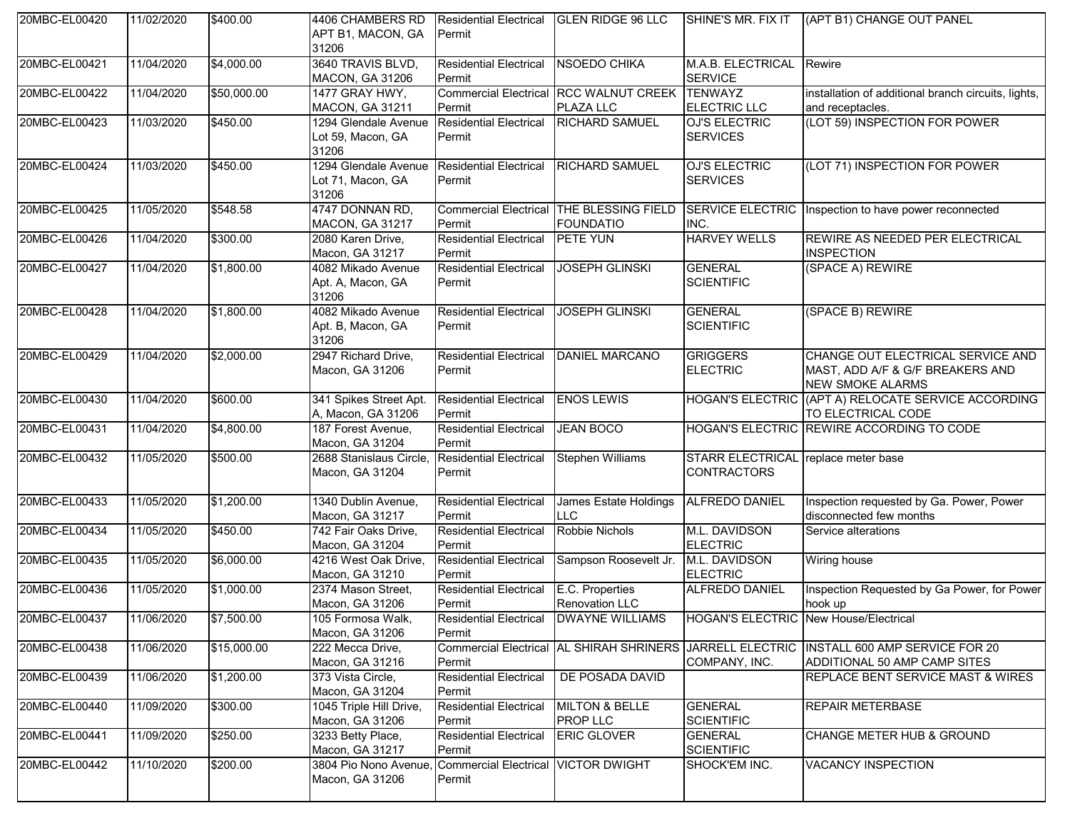| 20MBC-EL00420 | 11/02/2020 | $400.00 | 4406 CHAMBERS RD APT B1, MACON, GA 31206 | Residential Electrical Permit | GLEN RIDGE 96 LLC | SHINE'S MR. FIX IT | (APT B1) CHANGE OUT PANEL |
|---|---|---|---|---|---|---|---|
| 20MBC-EL00421 | 11/04/2020 | $4,000.00 | 3640 TRAVIS BLVD, MACON, GA 31206 | Residential Electrical Permit | NSOEDO CHIKA | M.A.B. ELECTRICAL SERVICE | Rewire |
| 20MBC-EL00422 | 11/04/2020 | $50,000.00 | 1477 GRAY HWY, MACON, GA 31211 | Commercial Electrical Permit | RCC WALNUT CREEK PLAZA LLC | TENWAYZ ELECTRIC LLC | installation of additional branch circuits, lights, and receptacles. |
| 20MBC-EL00423 | 11/03/2020 | $450.00 | 1294 Glendale Avenue Lot 59, Macon, GA 31206 | Residential Electrical Permit | RICHARD SAMUEL | OJ'S ELECTRIC SERVICES | (LOT 59) INSPECTION FOR POWER |
| 20MBC-EL00424 | 11/03/2020 | $450.00 | 1294 Glendale Avenue Lot 71, Macon, GA 31206 | Residential Electrical Permit | RICHARD SAMUEL | OJ'S ELECTRIC SERVICES | (LOT 71) INSPECTION FOR POWER |
| 20MBC-EL00425 | 11/05/2020 | $548.58 | 4747 DONNAN RD, MACON, GA 31217 | Commercial Electrical Permit | THE BLESSING FIELD FOUNDATIO | SERVICE ELECTRIC INC. | Inspection to have power reconnected |
| 20MBC-EL00426 | 11/04/2020 | $300.00 | 2080 Karen Drive, Macon, GA 31217 | Residential Electrical Permit | PETE YUN | HARVEY WELLS | REWIRE AS NEEDED PER ELECTRICAL INSPECTION |
| 20MBC-EL00427 | 11/04/2020 | $1,800.00 | 4082 Mikado Avenue Apt. A, Macon, GA 31206 | Residential Electrical Permit | JOSEPH GLINSKI | GENERAL SCIENTIFIC | (SPACE A) REWIRE |
| 20MBC-EL00428 | 11/04/2020 | $1,800.00 | 4082 Mikado Avenue Apt. B, Macon, GA 31206 | Residential Electrical Permit | JOSEPH GLINSKI | GENERAL SCIENTIFIC | (SPACE B) REWIRE |
| 20MBC-EL00429 | 11/04/2020 | $2,000.00 | 2947 Richard Drive, Macon, GA 31206 | Residential Electrical Permit | DANIEL MARCANO | GRIGGERS ELECTRIC | CHANGE OUT ELECTRICAL SERVICE AND MAST, ADD A/F & G/F BREAKERS AND NEW SMOKE ALARMS |
| 20MBC-EL00430 | 11/04/2020 | $600.00 | 341 Spikes Street Apt. A, Macon, GA 31206 | Residential Electrical Permit | ENOS LEWIS | HOGAN'S ELECTRIC | (APT A) RELOCATE SERVICE ACCORDING TO ELECTRICAL CODE |
| 20MBC-EL00431 | 11/04/2020 | $4,800.00 | 187 Forest Avenue, Macon, GA 31204 | Residential Electrical Permit | JEAN BOCO | HOGAN'S ELECTRIC | REWIRE ACCORDING TO CODE |
| 20MBC-EL00432 | 11/05/2020 | $500.00 | 2688 Stanislaus Circle, Macon, GA 31204 | Residential Electrical Permit | Stephen Williams | STARR ELECTRICAL CONTRACTORS | replace meter base |
| 20MBC-EL00433 | 11/05/2020 | $1,200.00 | 1340 Dublin Avenue, Macon, GA 31217 | Residential Electrical Permit | James Estate Holdings LLC | ALFREDO DANIEL | Inspection requested by Ga. Power, Power disconnected few months |
| 20MBC-EL00434 | 11/05/2020 | $450.00 | 742 Fair Oaks Drive, Macon, GA 31204 | Residential Electrical Permit | Robbie Nichols | M.L. DAVIDSON ELECTRIC | Service alterations |
| 20MBC-EL00435 | 11/05/2020 | $6,000.00 | 4216 West Oak Drive, Macon, GA 31210 | Residential Electrical Permit | Sampson Roosevelt Jr. | M.L. DAVIDSON ELECTRIC | Wiring house |
| 20MBC-EL00436 | 11/05/2020 | $1,000.00 | 2374 Mason Street, Macon, GA 31206 | Residential Electrical Permit | E.C. Properties Renovation LLC | ALFREDO DANIEL | Inspection Requested by Ga Power, for Power hook up |
| 20MBC-EL00437 | 11/06/2020 | $7,500.00 | 105 Formosa Walk, Macon, GA 31206 | Residential Electrical Permit | DWAYNE WILLIAMS | HOGAN'S ELECTRIC | New House/Electrical |
| 20MBC-EL00438 | 11/06/2020 | $15,000.00 | 222 Mecca Drive, Macon, GA 31216 | Commercial Electrical Permit | AL SHIRAH SHRINERS | JARRELL ELECTRIC COMPANY, INC. | INSTALL 600 AMP SERVICE FOR 20 ADDITIONAL 50 AMP CAMP SITES |
| 20MBC-EL00439 | 11/06/2020 | $1,200.00 | 373 Vista Circle, Macon, GA 31204 | Residential Electrical Permit | DE POSADA DAVID | | REPLACE BENT SERVICE MAST & WIRES |
| 20MBC-EL00440 | 11/09/2020 | $300.00 | 1045 Triple Hill Drive, Macon, GA 31206 | Residential Electrical Permit | MILTON & BELLE PROP LLC | GENERAL SCIENTIFIC | REPAIR METERBASE |
| 20MBC-EL00441 | 11/09/2020 | $250.00 | 3233 Betty Place, Macon, GA 31217 | Residential Electrical Permit | ERIC GLOVER | GENERAL SCIENTIFIC | CHANGE METER HUB & GROUND |
| 20MBC-EL00442 | 11/10/2020 | $200.00 | 3804 Pio Nono Avenue, Macon, GA 31206 | Commercial Electrical Permit | VICTOR DWIGHT | SHOCK'EM INC. | VACANCY INSPECTION |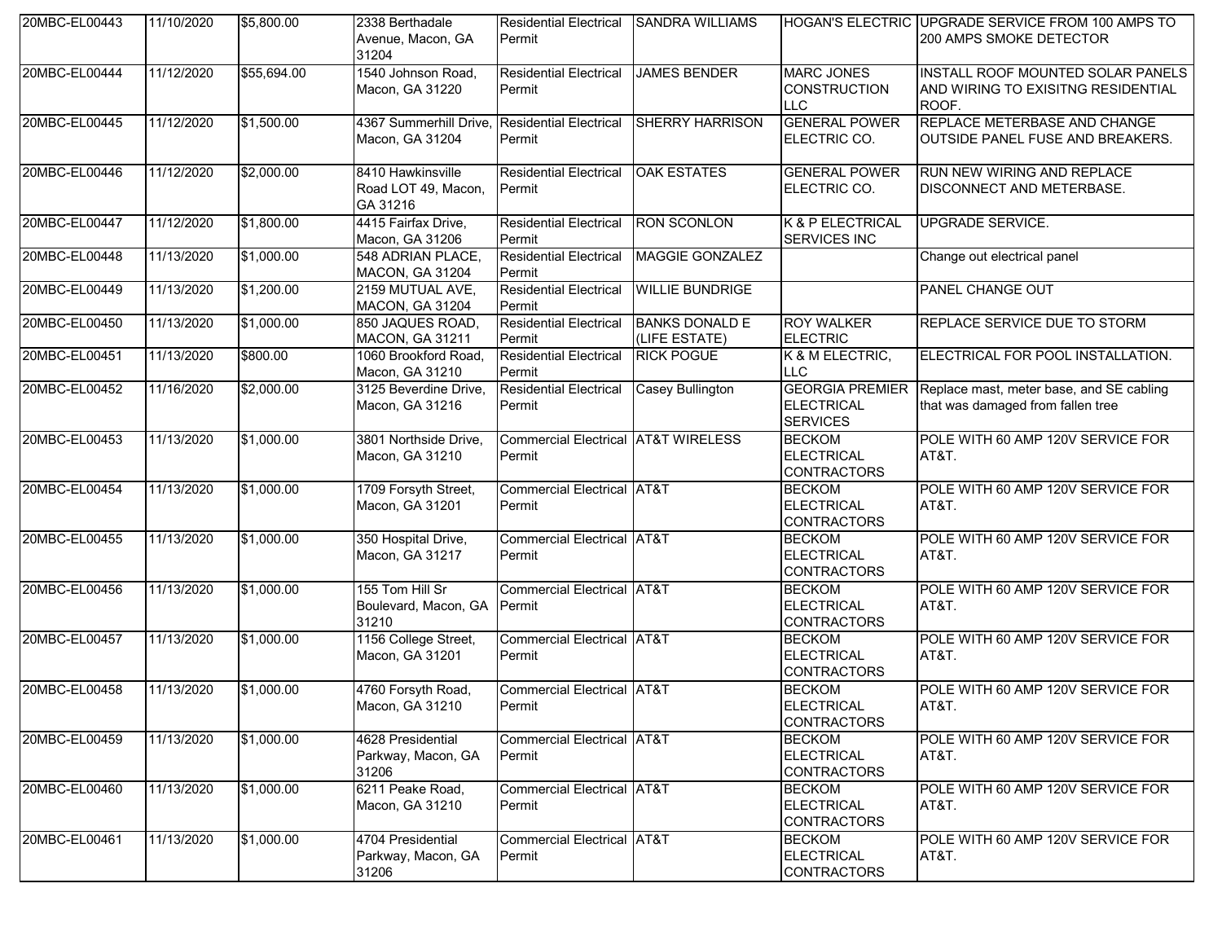| 20MBC-EL00443 | 11/10/2020 | $5,800.00 | 2338 Berthadale Avenue, Macon, GA 31204 | Residential Electrical Permit | SANDRA WILLIAMS | HOGAN'S ELECTRIC | UPGRADE SERVICE FROM 100 AMPS TO 200 AMPS SMOKE DETECTOR |
|---|---|---|---|---|---|---|---|
| 20MBC-EL00444 | 11/12/2020 | $55,694.00 | 1540 Johnson Road, Macon, GA 31220 | Residential Electrical Permit | JAMES BENDER | MARC JONES CONSTRUCTION LLC | INSTALL ROOF MOUNTED SOLAR PANELS AND WIRING TO EXISITNG RESIDENTIAL ROOF. |
| 20MBC-EL00445 | 11/12/2020 | $1,500.00 | 4367 Summerhill Drive, Macon, GA 31204 | Residential Electrical Permit | SHERRY HARRISON | GENERAL POWER ELECTRIC CO. | REPLACE METERBASE AND CHANGE OUTSIDE PANEL FUSE AND BREAKERS. |
| 20MBC-EL00446 | 11/12/2020 | $2,000.00 | 8410 Hawkinsville Road LOT 49, Macon, GA 31216 | Residential Electrical Permit | OAK ESTATES | GENERAL POWER ELECTRIC CO. | RUN NEW WIRING AND REPLACE DISCONNECT AND METERBASE. |
| 20MBC-EL00447 | 11/12/2020 | $1,800.00 | 4415 Fairfax Drive, Macon, GA 31206 | Residential Electrical Permit | RON SCONLON | K & P ELECTRICAL SERVICES INC | UPGRADE SERVICE. |
| 20MBC-EL00448 | 11/13/2020 | $1,000.00 | 548 ADRIAN PLACE, MACON, GA 31204 | Residential Electrical Permit | MAGGIE GONZALEZ | | Change out electrical panel |
| 20MBC-EL00449 | 11/13/2020 | $1,200.00 | 2159 MUTUAL AVE, MACON, GA 31204 | Residential Electrical Permit | WILLIE BUNDRIGE | | PANEL CHANGE OUT |
| 20MBC-EL00450 | 11/13/2020 | $1,000.00 | 850 JAQUES ROAD, MACON, GA 31211 | Residential Electrical Permit | BANKS DONALD E (LIFE ESTATE) | ROY WALKER ELECTRIC | REPLACE SERVICE DUE TO STORM |
| 20MBC-EL00451 | 11/13/2020 | $800.00 | 1060 Brookford Road, Macon, GA 31210 | Residential Electrical Permit | RICK POGUE | K & M ELECTRIC, LLC | ELECTRICAL FOR POOL INSTALLATION. |
| 20MBC-EL00452 | 11/16/2020 | $2,000.00 | 3125 Beverdine Drive, Macon, GA 31216 | Residential Electrical Permit | Casey Bullington | GEORGIA PREMIER ELECTRICAL SERVICES | Replace mast, meter base, and SE cabling that was damaged from fallen tree |
| 20MBC-EL00453 | 11/13/2020 | $1,000.00 | 3801 Northside Drive, Macon, GA 31210 | Commercial Electrical Permit | AT&T WIRELESS | BECKOM ELECTRICAL CONTRACTORS | POLE WITH 60 AMP 120V SERVICE FOR AT&T. |
| 20MBC-EL00454 | 11/13/2020 | $1,000.00 | 1709 Forsyth Street, Macon, GA 31201 | Commercial Electrical Permit | AT&T | BECKOM ELECTRICAL CONTRACTORS | POLE WITH 60 AMP 120V SERVICE FOR AT&T. |
| 20MBC-EL00455 | 11/13/2020 | $1,000.00 | 350 Hospital Drive, Macon, GA 31217 | Commercial Electrical Permit | AT&T | BECKOM ELECTRICAL CONTRACTORS | POLE WITH 60 AMP 120V SERVICE FOR AT&T. |
| 20MBC-EL00456 | 11/13/2020 | $1,000.00 | 155 Tom Hill Sr Boulevard, Macon, GA 31210 | Commercial Electrical Permit | AT&T | BECKOM ELECTRICAL CONTRACTORS | POLE WITH 60 AMP 120V SERVICE FOR AT&T. |
| 20MBC-EL00457 | 11/13/2020 | $1,000.00 | 1156 College Street, Macon, GA 31201 | Commercial Electrical Permit | AT&T | BECKOM ELECTRICAL CONTRACTORS | POLE WITH 60 AMP 120V SERVICE FOR AT&T. |
| 20MBC-EL00458 | 11/13/2020 | $1,000.00 | 4760 Forsyth Road, Macon, GA 31210 | Commercial Electrical Permit | AT&T | BECKOM ELECTRICAL CONTRACTORS | POLE WITH 60 AMP 120V SERVICE FOR AT&T. |
| 20MBC-EL00459 | 11/13/2020 | $1,000.00 | 4628 Presidential Parkway, Macon, GA 31206 | Commercial Electrical Permit | AT&T | BECKOM ELECTRICAL CONTRACTORS | POLE WITH 60 AMP 120V SERVICE FOR AT&T. |
| 20MBC-EL00460 | 11/13/2020 | $1,000.00 | 6211 Peake Road, Macon, GA 31210 | Commercial Electrical Permit | AT&T | BECKOM ELECTRICAL CONTRACTORS | POLE WITH 60 AMP 120V SERVICE FOR AT&T. |
| 20MBC-EL00461 | 11/13/2020 | $1,000.00 | 4704 Presidential Parkway, Macon, GA 31206 | Commercial Electrical Permit | AT&T | BECKOM ELECTRICAL CONTRACTORS | POLE WITH 60 AMP 120V SERVICE FOR AT&T. |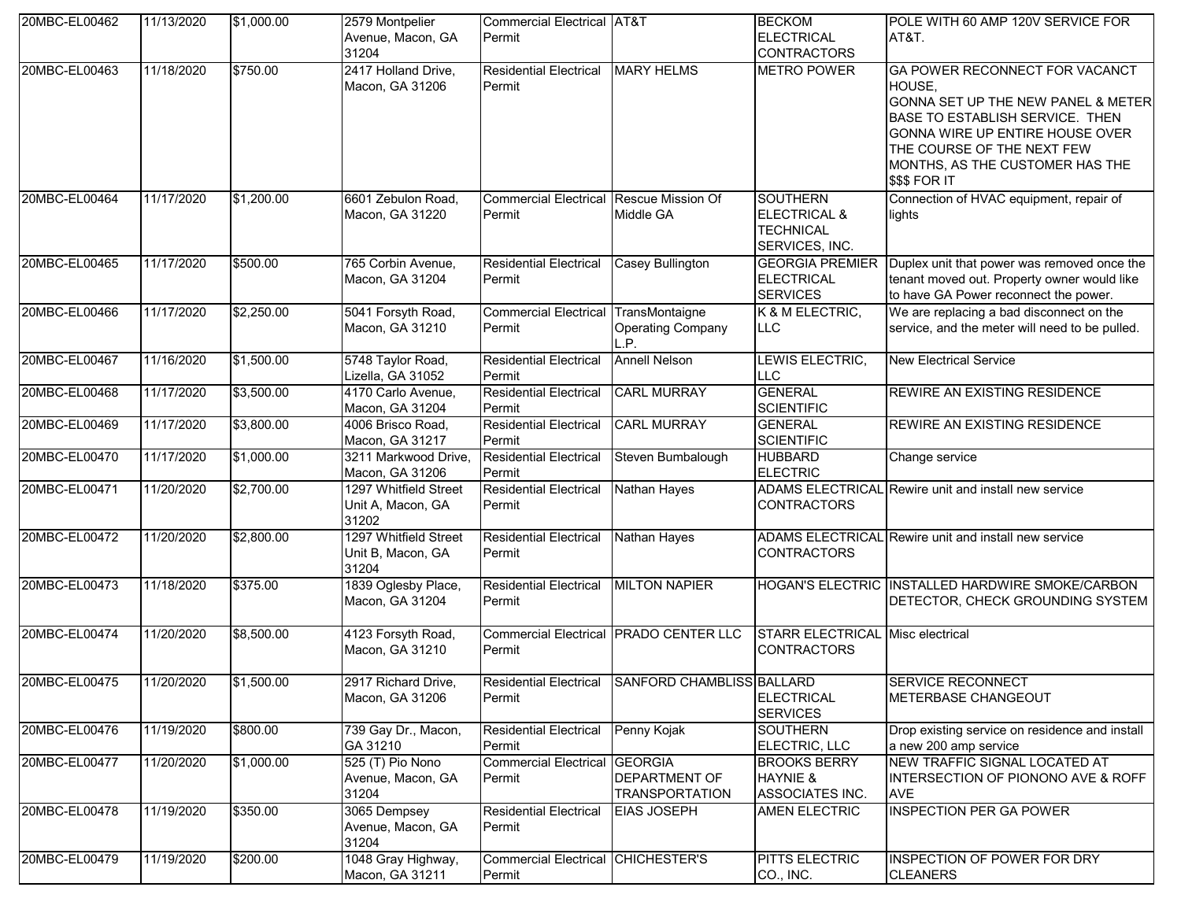| 20MBC-EL00462 | 11/13/2020 | $1,000.00 | 2579 Montpelier Avenue, Macon, GA 31204 | Commercial Electrical Permit | AT&T | BECKOM ELECTRICAL CONTRACTORS | POLE WITH 60 AMP 120V SERVICE FOR AT&T. |
|---|---|---|---|---|---|---|---|
| 20MBC-EL00463 | 11/18/2020 | $750.00 | 2417 Holland Drive, Macon, GA 31206 | Residential Electrical Permit | MARY HELMS | METRO POWER | GA POWER RECONNECT FOR VACANCT HOUSE, GONNA SET UP THE NEW PANEL & METER BASE TO ESTABLISH SERVICE. THEN GONNA WIRE UP ENTIRE HOUSE OVER THE COURSE OF THE NEXT FEW MONTHS, AS THE CUSTOMER HAS THE $$$ FOR IT |
| 20MBC-EL00464 | 11/17/2020 | $1,200.00 | 6601 Zebulon Road, Macon, GA 31220 | Commercial Electrical Permit | Rescue Mission Of Middle GA | SOUTHERN ELECTRICAL & TECHNICAL SERVICES, INC. | Connection of HVAC equipment, repair of lights |
| 20MBC-EL00465 | 11/17/2020 | $500.00 | 765 Corbin Avenue, Macon, GA 31204 | Residential Electrical Permit | Casey Bullington | GEORGIA PREMIER ELECTRICAL SERVICES | Duplex unit that power was removed once the tenant moved out. Property owner would like to have GA Power reconnect the power. |
| 20MBC-EL00466 | 11/17/2020 | $2,250.00 | 5041 Forsyth Road, Macon, GA 31210 | Commercial Electrical Permit | TransMontaigne Operating Company L.P. | K & M ELECTRIC, LLC | We are replacing a bad disconnect on the service, and the meter will need to be pulled. |
| 20MBC-EL00467 | 11/16/2020 | $1,500.00 | 5748 Taylor Road, Lizella, GA 31052 | Residential Electrical Permit | Annell Nelson | LEWIS ELECTRIC, LLC | New Electrical Service |
| 20MBC-EL00468 | 11/17/2020 | $3,500.00 | 4170 Carlo Avenue, Macon, GA 31204 | Residential Electrical Permit | CARL MURRAY | GENERAL SCIENTIFIC | REWIRE AN EXISTING RESIDENCE |
| 20MBC-EL00469 | 11/17/2020 | $3,800.00 | 4006 Brisco Road, Macon, GA 31217 | Residential Electrical Permit | CARL MURRAY | GENERAL SCIENTIFIC | REWIRE AN EXISTING RESIDENCE |
| 20MBC-EL00470 | 11/17/2020 | $1,000.00 | 3211 Markwood Drive, Macon, GA 31206 | Residential Electrical Permit | Steven Bumbalough | HUBBARD ELECTRIC | Change service |
| 20MBC-EL00471 | 11/20/2020 | $2,700.00 | 1297 Whitfield Street Unit A, Macon, GA 31202 | Residential Electrical Permit | Nathan Hayes | ADAMS ELECTRICAL CONTRACTORS | Rewire unit and install new service |
| 20MBC-EL00472 | 11/20/2020 | $2,800.00 | 1297 Whitfield Street Unit B, Macon, GA 31204 | Residential Electrical Permit | Nathan Hayes | ADAMS ELECTRICAL CONTRACTORS | Rewire unit and install new service |
| 20MBC-EL00473 | 11/18/2020 | $375.00 | 1839 Oglesby Place, Macon, GA 31204 | Residential Electrical Permit | MILTON NAPIER | HOGAN'S ELECTRIC | INSTALLED HARDWIRE SMOKE/CARBON DETECTOR, CHECK GROUNDING SYSTEM |
| 20MBC-EL00474 | 11/20/2020 | $8,500.00 | 4123 Forsyth Road, Macon, GA 31210 | Commercial Electrical Permit | PRADO CENTER LLC | STARR ELECTRICAL CONTRACTORS | Misc electrical |
| 20MBC-EL00475 | 11/20/2020 | $1,500.00 | 2917 Richard Drive, Macon, GA 31206 | Residential Electrical Permit | SANFORD CHAMBLISS | BALLARD ELECTRICAL SERVICES | SERVICE RECONNECT METERBASE CHANGEOUT |
| 20MBC-EL00476 | 11/19/2020 | $800.00 | 739 Gay Dr., Macon, GA 31210 | Residential Electrical Permit | Penny Kojak | SOUTHERN ELECTRIC, LLC | Drop existing service on residence and install a new 200 amp service |
| 20MBC-EL00477 | 11/20/2020 | $1,000.00 | 525 (T) Pio Nono Avenue, Macon, GA 31204 | Commercial Electrical Permit | GEORGIA DEPARTMENT OF TRANSPORTATION | BROOKS BERRY HAYNIE & ASSOCIATES INC. | NEW TRAFFIC SIGNAL LOCATED AT INTERSECTION OF PIONONO AVE & ROFF AVE |
| 20MBC-EL00478 | 11/19/2020 | $350.00 | 3065 Dempsey Avenue, Macon, GA 31204 | Residential Electrical Permit | EIAS JOSEPH | AMEN ELECTRIC | INSPECTION PER GA POWER |
| 20MBC-EL00479 | 11/19/2020 | $200.00 | 1048 Gray Highway, Macon, GA 31211 | Commercial Electrical Permit | CHICHESTER'S | PITTS ELECTRIC CO., INC. | INSPECTION OF POWER FOR DRY CLEANERS |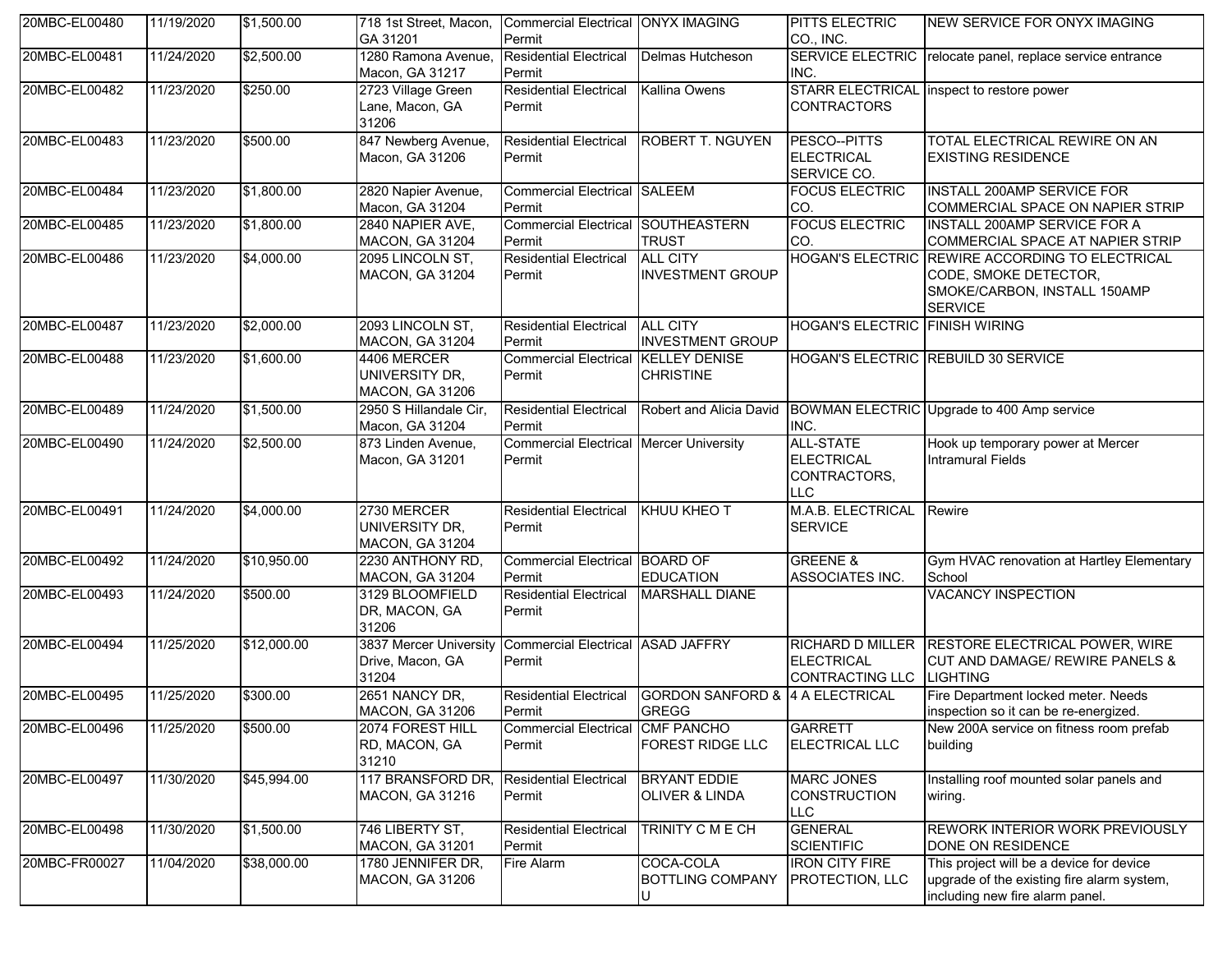| | | | | | | | |
|---|---|---|---|---|---|---|---|
| 20MBC-EL00480 | 11/19/2020 | $1,500.00 | 718 1st Street, Macon, GA 31201 | Commercial Electrical Permit | ONYX IMAGING | PITTS ELECTRIC CO., INC. | NEW SERVICE FOR ONYX IMAGING |
| 20MBC-EL00481 | 11/24/2020 | $2,500.00 | 1280 Ramona Avenue, Macon, GA 31217 | Residential Electrical Permit | Delmas Hutcheson | SERVICE ELECTRIC INC. | relocate panel, replace service entrance |
| 20MBC-EL00482 | 11/23/2020 | $250.00 | 2723 Village Green Lane, Macon, GA 31206 | Residential Electrical Permit | Kallina Owens | STARR ELECTRICAL CONTRACTORS | inspect to restore power |
| 20MBC-EL00483 | 11/23/2020 | $500.00 | 847 Newberg Avenue, Macon, GA 31206 | Residential Electrical Permit | ROBERT T. NGUYEN | PESCO--PITTS ELECTRICAL SERVICE CO. | TOTAL ELECTRICAL REWIRE ON AN EXISTING RESIDENCE |
| 20MBC-EL00484 | 11/23/2020 | $1,800.00 | 2820 Napier Avenue, Macon, GA 31204 | Commercial Electrical Permit | SALEEM | FOCUS ELECTRIC CO. | INSTALL 200AMP SERVICE FOR COMMERCIAL SPACE ON NAPIER STRIP |
| 20MBC-EL00485 | 11/23/2020 | $1,800.00 | 2840 NAPIER AVE, MACON, GA 31204 | Commercial Electrical Permit | SOUTHEASTERN TRUST | FOCUS ELECTRIC CO. | INSTALL 200AMP SERVICE FOR A COMMERCIAL SPACE AT NAPIER STRIP |
| 20MBC-EL00486 | 11/23/2020 | $4,000.00 | 2095 LINCOLN ST, MACON, GA 31204 | Residential Electrical Permit | ALL CITY INVESTMENT GROUP | HOGAN'S ELECTRIC | REWIRE ACCORDING TO ELECTRICAL CODE, SMOKE DETECTOR, SMOKE/CARBON, INSTALL 150AMP SERVICE |
| 20MBC-EL00487 | 11/23/2020 | $2,000.00 | 2093 LINCOLN ST, MACON, GA 31204 | Residential Electrical Permit | ALL CITY INVESTMENT GROUP | HOGAN'S ELECTRIC | FINISH WIRING |
| 20MBC-EL00488 | 11/23/2020 | $1,600.00 | 4406 MERCER UNIVERSITY DR, MACON, GA 31206 | Commercial Electrical Permit | KELLEY DENISE CHRISTINE | HOGAN'S ELECTRIC | REBUILD 30 SERVICE |
| 20MBC-EL00489 | 11/24/2020 | $1,500.00 | 2950 S Hillandale Cir, Macon, GA 31204 | Residential Electrical Permit | Robert and Alicia David | BOWMAN ELECTRIC INC. | Upgrade to 400 Amp service |
| 20MBC-EL00490 | 11/24/2020 | $2,500.00 | 873 Linden Avenue, Macon, GA 31201 | Commercial Electrical Permit | Mercer University | ALL-STATE ELECTRICAL CONTRACTORS, LLC | Hook up temporary power at Mercer Intramural Fields |
| 20MBC-EL00491 | 11/24/2020 | $4,000.00 | 2730 MERCER UNIVERSITY DR, MACON, GA 31204 | Residential Electrical Permit | KHUU KHEO T | M.A.B. ELECTRICAL SERVICE | Rewire |
| 20MBC-EL00492 | 11/24/2020 | $10,950.00 | 2230 ANTHONY RD, MACON, GA 31204 | Commercial Electrical Permit | BOARD OF EDUCATION | GREENE & ASSOCIATES INC. | Gym HVAC renovation at Hartley Elementary School |
| 20MBC-EL00493 | 11/24/2020 | $500.00 | 3129 BLOOMFIELD DR, MACON, GA 31206 | Residential Electrical Permit | MARSHALL DIANE | | VACANCY INSPECTION |
| 20MBC-EL00494 | 11/25/2020 | $12,000.00 | 3837 Mercer University Drive, Macon, GA 31204 | Commercial Electrical Permit | ASAD JAFFRY | RICHARD D MILLER ELECTRICAL CONTRACTING LLC | RESTORE ELECTRICAL POWER, WIRE CUT AND DAMAGE/ REWIRE PANELS & LIGHTING |
| 20MBC-EL00495 | 11/25/2020 | $300.00 | 2651 NANCY DR, MACON, GA 31206 | Residential Electrical Permit | GORDON SANFORD & GREGG | 4 A ELECTRICAL | Fire Department locked meter. Needs inspection so it can be re-energized. |
| 20MBC-EL00496 | 11/25/2020 | $500.00 | 2074 FOREST HILL RD, MACON, GA 31210 | Commercial Electrical Permit | CMF PANCHO FOREST RIDGE LLC | GARRETT ELECTRICAL LLC | New 200A service on fitness room prefab building |
| 20MBC-EL00497 | 11/30/2020 | $45,994.00 | 117 BRANSFORD DR, MACON, GA 31216 | Residential Electrical Permit | BRYANT EDDIE OLIVER & LINDA | MARC JONES CONSTRUCTION LLC | Installing roof mounted solar panels and wiring. |
| 20MBC-EL00498 | 11/30/2020 | $1,500.00 | 746 LIBERTY ST, MACON, GA 31201 | Residential Electrical Permit | TRINITY C M E CH | GENERAL SCIENTIFIC | REWORK INTERIOR WORK PREVIOUSLY DONE ON RESIDENCE |
| 20MBC-FR00027 | 11/04/2020 | $38,000.00 | 1780 JENNIFER DR, MACON, GA 31206 | Fire Alarm | COCA-COLA BOTTLING COMPANY U | IRON CITY FIRE PROTECTION, LLC | This project will be a device for device upgrade of the existing fire alarm system, including new fire alarm panel. |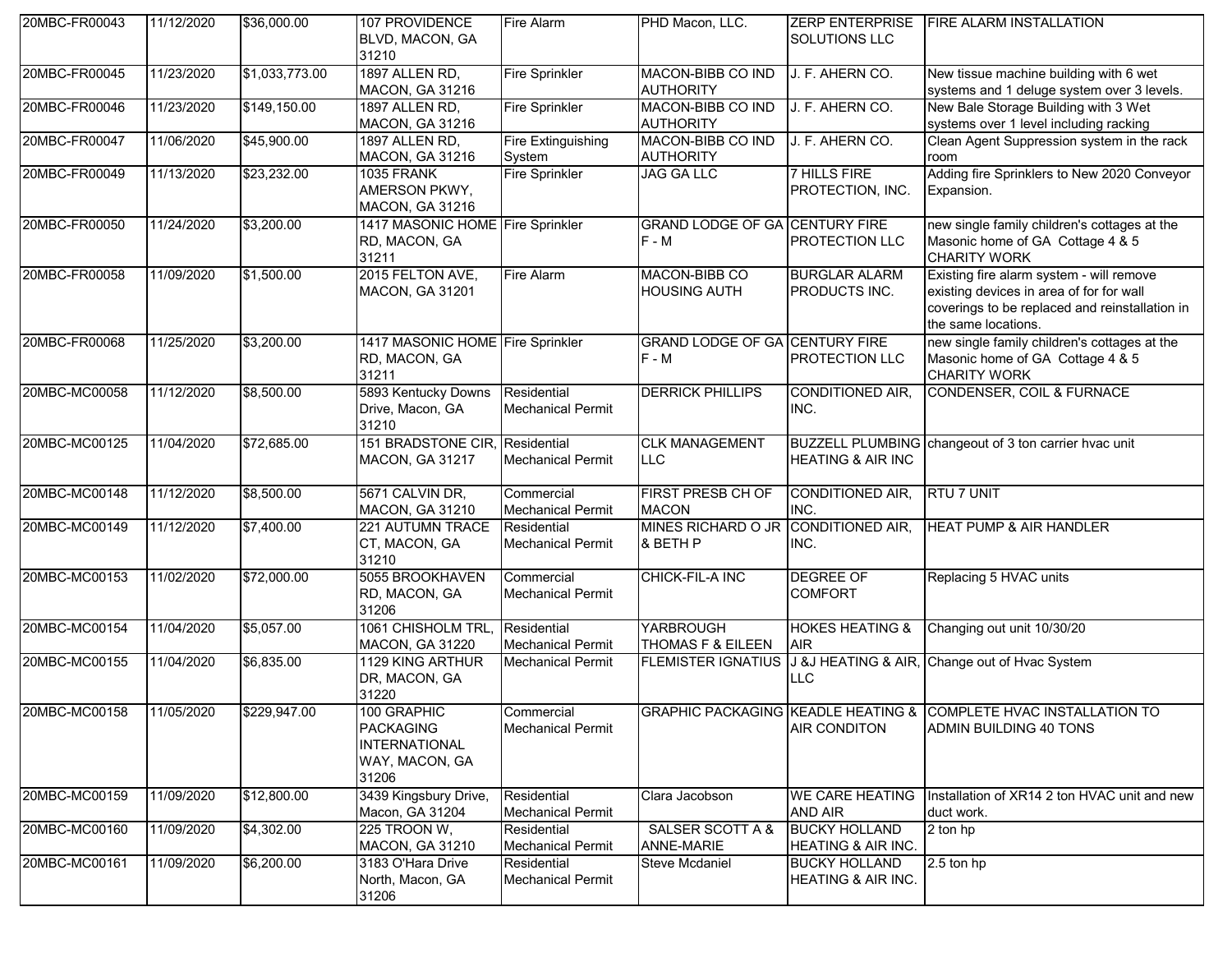| 20MBC-FR00043 | 11/12/2020 | $36,000.00 | 107 PROVIDENCE BLVD, MACON, GA 31210 | Fire Alarm | PHD Macon, LLC. | ZERP ENTERPRISE SOLUTIONS LLC | FIRE ALARM INSTALLATION |
|---|---|---|---|---|---|---|---|
| 20MBC-FR00045 | 11/23/2020 | $1,033,773.00 | 1897 ALLEN RD, MACON, GA 31216 | Fire Sprinkler | MACON-BIBB CO IND AUTHORITY | J. F. AHERN CO. | New tissue machine building with 6 wet systems and 1 deluge system over 3 levels. |
| 20MBC-FR00046 | 11/23/2020 | $149,150.00 | 1897 ALLEN RD, MACON, GA 31216 | Fire Sprinkler | MACON-BIBB CO IND AUTHORITY | J. F. AHERN CO. | New Bale Storage Building with 3 Wet systems over 1 level including racking |
| 20MBC-FR00047 | 11/06/2020 | $45,900.00 | 1897 ALLEN RD, MACON, GA 31216 | Fire Extinguishing System | MACON-BIBB CO IND AUTHORITY | J. F. AHERN CO. | Clean Agent Suppression system in the rack room |
| 20MBC-FR00049 | 11/13/2020 | $23,232.00 | 1035 FRANK AMERSON PKWY, MACON, GA 31216 | Fire Sprinkler | JAG GA LLC | 7 HILLS FIRE PROTECTION, INC. | Adding fire Sprinklers to New 2020 Conveyor Expansion. |
| 20MBC-FR00050 | 11/24/2020 | $3,200.00 | 1417 MASONIC HOME RD, MACON, GA 31211 | Fire Sprinkler | GRAND LODGE OF GA F - M | CENTURY FIRE PROTECTION LLC | new single family children's cottages at the Masonic home of GA Cottage 4 & 5 CHARITY WORK |
| 20MBC-FR00058 | 11/09/2020 | $1,500.00 | 2015 FELTON AVE, MACON, GA 31201 | Fire Alarm | MACON-BIBB CO HOUSING AUTH | BURGLAR ALARM PRODUCTS INC. | Existing fire alarm system - will remove existing devices in area of for for wall coverings to be replaced and reinstallation in the same locations. |
| 20MBC-FR00068 | 11/25/2020 | $3,200.00 | 1417 MASONIC HOME RD, MACON, GA 31211 | Fire Sprinkler | GRAND LODGE OF GA F - M | CENTURY FIRE PROTECTION LLC | new single family children's cottages at the Masonic home of GA Cottage 4 & 5 CHARITY WORK |
| 20MBC-MC00058 | 11/12/2020 | $8,500.00 | 5893 Kentucky Downs Drive, Macon, GA 31210 | Residential Mechanical Permit | DERRICK PHILLIPS | CONDITIONED AIR, INC. | CONDENSER, COIL & FURNACE |
| 20MBC-MC00125 | 11/04/2020 | $72,685.00 | 151 BRADSTONE CIR, MACON, GA 31217 | Residential Mechanical Permit | CLK MANAGEMENT LLC | BUZZELL PLUMBING HEATING & AIR INC | changeout of 3 ton carrier hvac unit |
| 20MBC-MC00148 | 11/12/2020 | $8,500.00 | 5671 CALVIN DR, MACON, GA 31210 | Commercial Mechanical Permit | FIRST PRESB CH OF MACON | CONDITIONED AIR, INC. | RTU 7 UNIT |
| 20MBC-MC00149 | 11/12/2020 | $7,400.00 | 221 AUTUMN TRACE CT, MACON, GA 31210 | Residential Mechanical Permit | MINES RICHARD O JR & BETH P | CONDITIONED AIR, INC. | HEAT PUMP & AIR HANDLER |
| 20MBC-MC00153 | 11/02/2020 | $72,000.00 | 5055 BROOKHAVEN RD, MACON, GA 31206 | Commercial Mechanical Permit | CHICK-FIL-A INC | DEGREE OF COMFORT | Replacing 5 HVAC units |
| 20MBC-MC00154 | 11/04/2020 | $5,057.00 | 1061 CHISHOLM TRL, MACON, GA 31220 | Residential Mechanical Permit | YARBROUGH THOMAS F & EILEEN | HOKES HEATING & AIR | Changing out unit 10/30/20 |
| 20MBC-MC00155 | 11/04/2020 | $6,835.00 | 1129 KING ARTHUR DR, MACON, GA 31220 | Mechanical Permit | FLEMISTER IGNATIUS | J &J HEATING & AIR, LLC | Change out of Hvac System |
| 20MBC-MC00158 | 11/05/2020 | $229,947.00 | 100 GRAPHIC PACKAGING INTERNATIONAL WAY, MACON, GA 31206 | Commercial Mechanical Permit | GRAPHIC PACKAGING | KEADLE HEATING & AIR CONDITON | COMPLETE HVAC INSTALLATION TO ADMIN BUILDING 40 TONS |
| 20MBC-MC00159 | 11/09/2020 | $12,800.00 | 3439 Kingsbury Drive, Macon, GA 31204 | Residential Mechanical Permit | Clara Jacobson | WE CARE HEATING AND AIR | Installation of XR14 2 ton HVAC unit and new duct work. |
| 20MBC-MC00160 | 11/09/2020 | $4,302.00 | 225 TROON W, MACON, GA 31210 | Residential Mechanical Permit | SALSER SCOTT A & ANNE-MARIE | BUCKY HOLLAND HEATING & AIR INC. | 2 ton hp |
| 20MBC-MC00161 | 11/09/2020 | $6,200.00 | 3183 O'Hara Drive North, Macon, GA 31206 | Residential Mechanical Permit | Steve Mcdaniel | BUCKY HOLLAND HEATING & AIR INC. | 2.5 ton hp |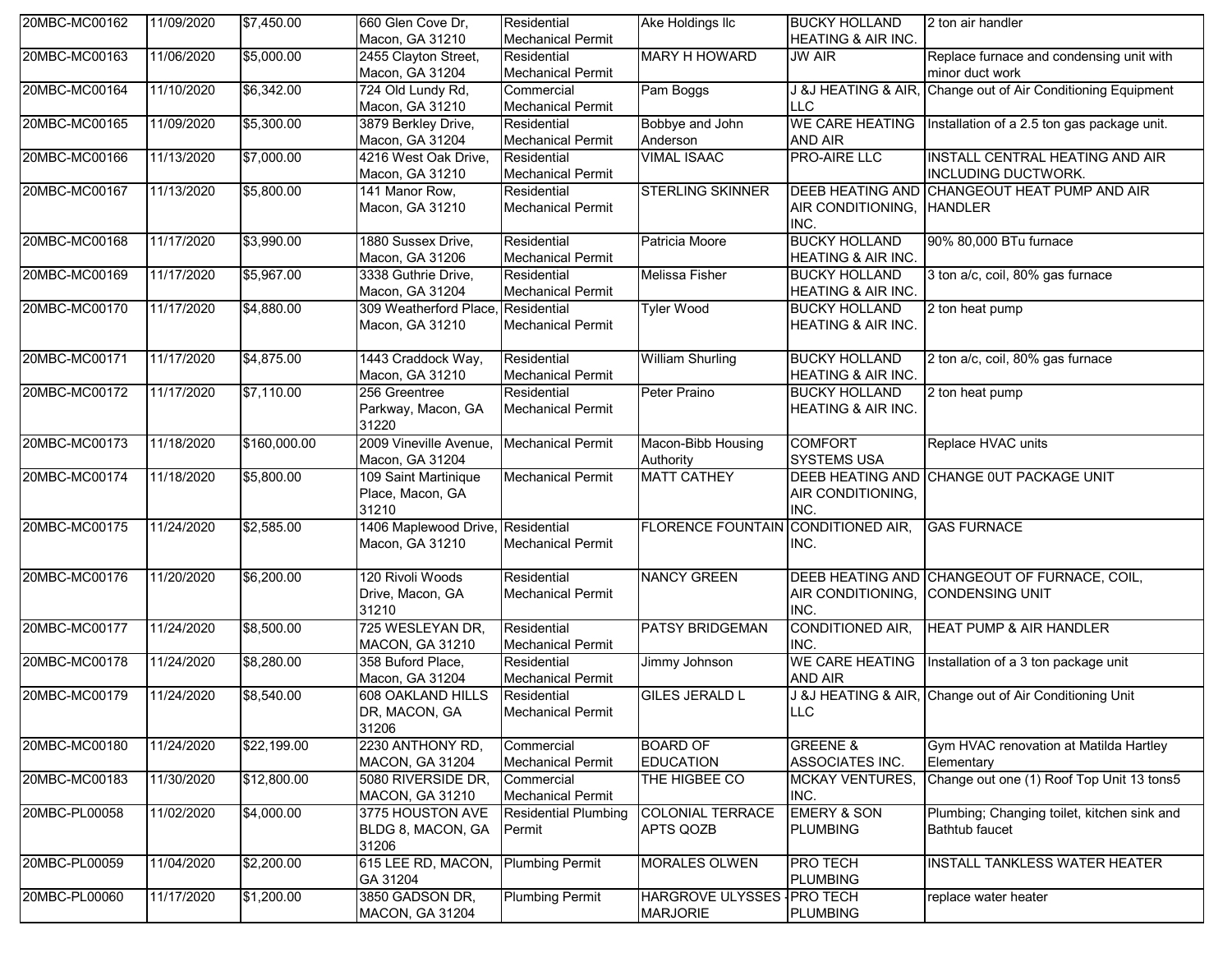| | | | | | | | |
|---|---|---|---|---|---|---|---|
| 20MBC-MC00162 | 11/09/2020 | $7,450.00 | 660 Glen Cove Dr, Macon, GA 31210 | Residential Mechanical Permit | Ake Holdings llc | BUCKY HOLLAND HEATING & AIR INC. | 2 ton air handler |
| 20MBC-MC00163 | 11/06/2020 | $5,000.00 | 2455 Clayton Street, Macon, GA 31204 | Residential Mechanical Permit | MARY H HOWARD | JW AIR | Replace furnace and condensing unit with minor duct work |
| 20MBC-MC00164 | 11/10/2020 | $6,342.00 | 724 Old Lundy Rd, Macon, GA 31210 | Commercial Mechanical Permit | Pam Boggs | J &J HEATING & AIR, LLC | Change out of Air Conditioning Equipment |
| 20MBC-MC00165 | 11/09/2020 | $5,300.00 | 3879 Berkley Drive, Macon, GA 31204 | Residential Mechanical Permit | Bobbye and John Anderson | WE CARE HEATING AND AIR | Installation of a 2.5 ton gas package unit. |
| 20MBC-MC00166 | 11/13/2020 | $7,000.00 | 4216 West Oak Drive, Macon, GA 31210 | Residential Mechanical Permit | VIMAL ISAAC | PRO-AIRE LLC | INSTALL CENTRAL HEATING AND AIR INCLUDING DUCTWORK. |
| 20MBC-MC00167 | 11/13/2020 | $5,800.00 | 141 Manor Row, Macon, GA 31210 | Residential Mechanical Permit | STERLING SKINNER | DEEB HEATING AND AIR CONDITIONING, INC. | CHANGEOUT HEAT PUMP AND AIR HANDLER |
| 20MBC-MC00168 | 11/17/2020 | $3,990.00 | 1880 Sussex Drive, Macon, GA 31206 | Residential Mechanical Permit | Patricia Moore | BUCKY HOLLAND HEATING & AIR INC. | 90% 80,000 BTu furnace |
| 20MBC-MC00169 | 11/17/2020 | $5,967.00 | 3338 Guthrie Drive, Macon, GA 31204 | Residential Mechanical Permit | Melissa Fisher | BUCKY HOLLAND HEATING & AIR INC. | 3 ton a/c, coil, 80% gas furnace |
| 20MBC-MC00170 | 11/17/2020 | $4,880.00 | 309 Weatherford Place, Macon, GA 31210 | Residential Mechanical Permit | Tyler Wood | BUCKY HOLLAND HEATING & AIR INC. | 2 ton heat pump |
| 20MBC-MC00171 | 11/17/2020 | $4,875.00 | 1443 Craddock Way, Macon, GA 31210 | Residential Mechanical Permit | William Shurling | BUCKY HOLLAND HEATING & AIR INC. | 2 ton a/c, coil, 80% gas furnace |
| 20MBC-MC00172 | 11/17/2020 | $7,110.00 | 256 Greentree Parkway, Macon, GA 31220 | Residential Mechanical Permit | Peter Praino | BUCKY HOLLAND HEATING & AIR INC. | 2 ton heat pump |
| 20MBC-MC00173 | 11/18/2020 | $160,000.00 | 2009 Vineville Avenue, Macon, GA 31204 | Mechanical Permit | Macon-Bibb Housing Authority | COMFORT SYSTEMS USA | Replace HVAC units |
| 20MBC-MC00174 | 11/18/2020 | $5,800.00 | 109 Saint Martinique Place, Macon, GA 31210 | Mechanical Permit | MATT CATHEY | DEEB HEATING AND AIR CONDITIONING, INC. | CHANGE 0UT PACKAGE UNIT |
| 20MBC-MC00175 | 11/24/2020 | $2,585.00 | 1406 Maplewood Drive, Macon, GA 31210 | Residential Mechanical Permit | FLORENCE FOUNTAIN | CONDITIONED AIR, INC. | GAS FURNACE |
| 20MBC-MC00176 | 11/20/2020 | $6,200.00 | 120 Rivoli Woods Drive, Macon, GA 31210 | Residential Mechanical Permit | NANCY GREEN | DEEB HEATING AND AIR CONDITIONING, INC. | CHANGEOUT OF FURNACE, COIL, CONDENSING UNIT |
| 20MBC-MC00177 | 11/24/2020 | $8,500.00 | 725 WESLEYAN DR, MACON, GA 31210 | Residential Mechanical Permit | PATSY BRIDGEMAN | CONDITIONED AIR, INC. | HEAT PUMP & AIR HANDLER |
| 20MBC-MC00178 | 11/24/2020 | $8,280.00 | 358 Buford Place, Macon, GA 31204 | Residential Mechanical Permit | Jimmy Johnson | WE CARE HEATING AND AIR | Installation of a 3 ton package unit |
| 20MBC-MC00179 | 11/24/2020 | $8,540.00 | 608 OAKLAND HILLS DR, MACON, GA 31206 | Residential Mechanical Permit | GILES JERALD L | J &J HEATING & AIR, LLC | Change out of Air Conditioning Unit |
| 20MBC-MC00180 | 11/24/2020 | $22,199.00 | 2230 ANTHONY RD, MACON, GA 31204 | Commercial Mechanical Permit | BOARD OF EDUCATION | GREENE & ASSOCIATES INC. | Gym HVAC renovation at Matilda Hartley Elementary |
| 20MBC-MC00183 | 11/30/2020 | $12,800.00 | 5080 RIVERSIDE DR, MACON, GA 31210 | Commercial Mechanical Permit | THE HIGBEE CO | MCKAY VENTURES, INC. | Change out one (1) Roof Top Unit 13 tons5 |
| 20MBC-PL00058 | 11/02/2020 | $4,000.00 | 3775 HOUSTON AVE BLDG 8, MACON, GA 31206 | Residential Plumbing Permit | COLONIAL TERRACE APTS QOZB | EMERY & SON PLUMBING | Plumbing; Changing toilet, kitchen sink and Bathtub faucet |
| 20MBC-PL00059 | 11/04/2020 | $2,200.00 | 615 LEE RD, MACON, GA 31204 | Plumbing Permit | MORALES OLWEN | PRO TECH PLUMBING | INSTALL TANKLESS WATER HEATER |
| 20MBC-PL00060 | 11/17/2020 | $1,200.00 | 3850 GADSON DR, MACON, GA 31204 | Plumbing Permit | HARGROVE ULYSSES - MARJORIE | PRO TECH PLUMBING | replace water heater |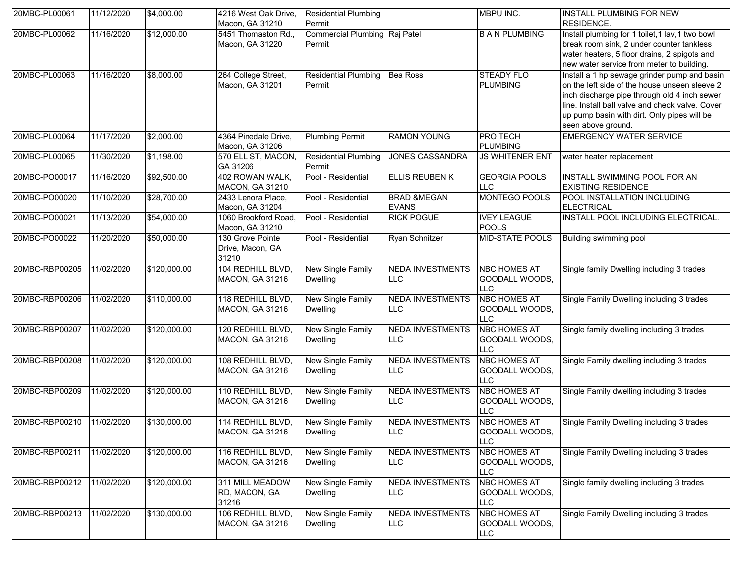| | | | | | | | |
|---|---|---|---|---|---|---|---|
| 20MBC-PL00061 | 11/12/2020 | $4,000.00 | 4216 West Oak Drive, Macon, GA 31210 | Residential Plumbing Permit | | MBPU INC. | INSTALL PLUMBING FOR NEW RESIDENCE. |
| 20MBC-PL00062 | 11/16/2020 | $12,000.00 | 5451 Thomaston Rd., Macon, GA 31220 | Commercial Plumbing Permit | Raj Patel | B A N PLUMBING | Install plumbing for 1 toilet,1 lav,1 two bowl break room sink, 2 under counter tankless water heaters, 5 floor drains, 2 spigots and new water service from meter to building. |
| 20MBC-PL00063 | 11/16/2020 | $8,000.00 | 264 College Street, Macon, GA 31201 | Residential Plumbing Permit | Bea Ross | STEADY FLO PLUMBING | Install a 1 hp sewage grinder pump and basin on the left side of the house unseen sleeve 2 inch discharge pipe through old 4 inch sewer line. Install ball valve and check valve. Cover up pump basin with dirt. Only pipes will be seen above ground. |
| 20MBC-PL00064 | 11/17/2020 | $2,000.00 | 4364 Pinedale Drive, Macon, GA 31206 | Plumbing Permit | RAMON YOUNG | PRO TECH PLUMBING | EMERGENCY WATER SERVICE |
| 20MBC-PL00065 | 11/30/2020 | $1,198.00 | 570 ELL ST, MACON, GA 31206 | Residential Plumbing Permit | JONES CASSANDRA | JS WHITENER ENT | water heater replacement |
| 20MBC-PO00017 | 11/16/2020 | $92,500.00 | 402 ROWAN WALK, MACON, GA 31210 | Pool - Residential | ELLIS REUBEN K | GEORGIA POOLS LLC | INSTALL SWIMMING POOL FOR AN EXISTING RESIDENCE |
| 20MBC-PO00020 | 11/10/2020 | $28,700.00 | 2433 Lenora Place, Macon, GA 31204 | Pool - Residential | BRAD &MEGAN EVANS | MONTEGO POOLS | POOL INSTALLATION INCLUDING ELECTRICAL |
| 20MBC-PO00021 | 11/13/2020 | $54,000.00 | 1060 Brookford Road, Macon, GA 31210 | Pool - Residential | RICK POGUE | IVEY LEAGUE POOLS | INSTALL POOL INCLUDING ELECTRICAL. |
| 20MBC-PO00022 | 11/20/2020 | $50,000.00 | 130 Grove Pointe Drive, Macon, GA 31210 | Pool - Residential | Ryan Schnitzer | MID-STATE POOLS | Building swimming pool |
| 20MBC-RBP00205 | 11/02/2020 | $120,000.00 | 104 REDHILL BLVD, MACON, GA 31216 | New Single Family Dwelling | NEDA INVESTMENTS LLC | NBC HOMES AT GOODALL WOODS, LLC | Single family Dwelling including 3 trades |
| 20MBC-RBP00206 | 11/02/2020 | $110,000.00 | 118 REDHILL BLVD, MACON, GA 31216 | New Single Family Dwelling | NEDA INVESTMENTS LLC | NBC HOMES AT GOODALL WOODS, LLC | Single Family Dwelling including 3 trades |
| 20MBC-RBP00207 | 11/02/2020 | $120,000.00 | 120 REDHILL BLVD, MACON, GA 31216 | New Single Family Dwelling | NEDA INVESTMENTS LLC | NBC HOMES AT GOODALL WOODS, LLC | Single family dwelling including 3 trades |
| 20MBC-RBP00208 | 11/02/2020 | $120,000.00 | 108 REDHILL BLVD, MACON, GA 31216 | New Single Family Dwelling | NEDA INVESTMENTS LLC | NBC HOMES AT GOODALL WOODS, LLC | Single Family dwelling including 3 trades |
| 20MBC-RBP00209 | 11/02/2020 | $120,000.00 | 110 REDHILL BLVD, MACON, GA 31216 | New Single Family Dwelling | NEDA INVESTMENTS LLC | NBC HOMES AT GOODALL WOODS, LLC | Single Family dwelling including 3 trades |
| 20MBC-RBP00210 | 11/02/2020 | $130,000.00 | 114 REDHILL BLVD, MACON, GA 31216 | New Single Family Dwelling | NEDA INVESTMENTS LLC | NBC HOMES AT GOODALL WOODS, LLC | Single Family Dwelling including 3 trades |
| 20MBC-RBP00211 | 11/02/2020 | $120,000.00 | 116 REDHILL BLVD, MACON, GA 31216 | New Single Family Dwelling | NEDA INVESTMENTS LLC | NBC HOMES AT GOODALL WOODS, LLC | Single Family Dwelling including 3 trades |
| 20MBC-RBP00212 | 11/02/2020 | $120,000.00 | 311 MILL MEADOW RD, MACON, GA 31216 | New Single Family Dwelling | NEDA INVESTMENTS LLC | NBC HOMES AT GOODALL WOODS, LLC | Single family dwelling including 3 trades |
| 20MBC-RBP00213 | 11/02/2020 | $130,000.00 | 106 REDHILL BLVD, MACON, GA 31216 | New Single Family Dwelling | NEDA INVESTMENTS LLC | NBC HOMES AT GOODALL WOODS, LLC | Single Family Dwelling including 3 trades |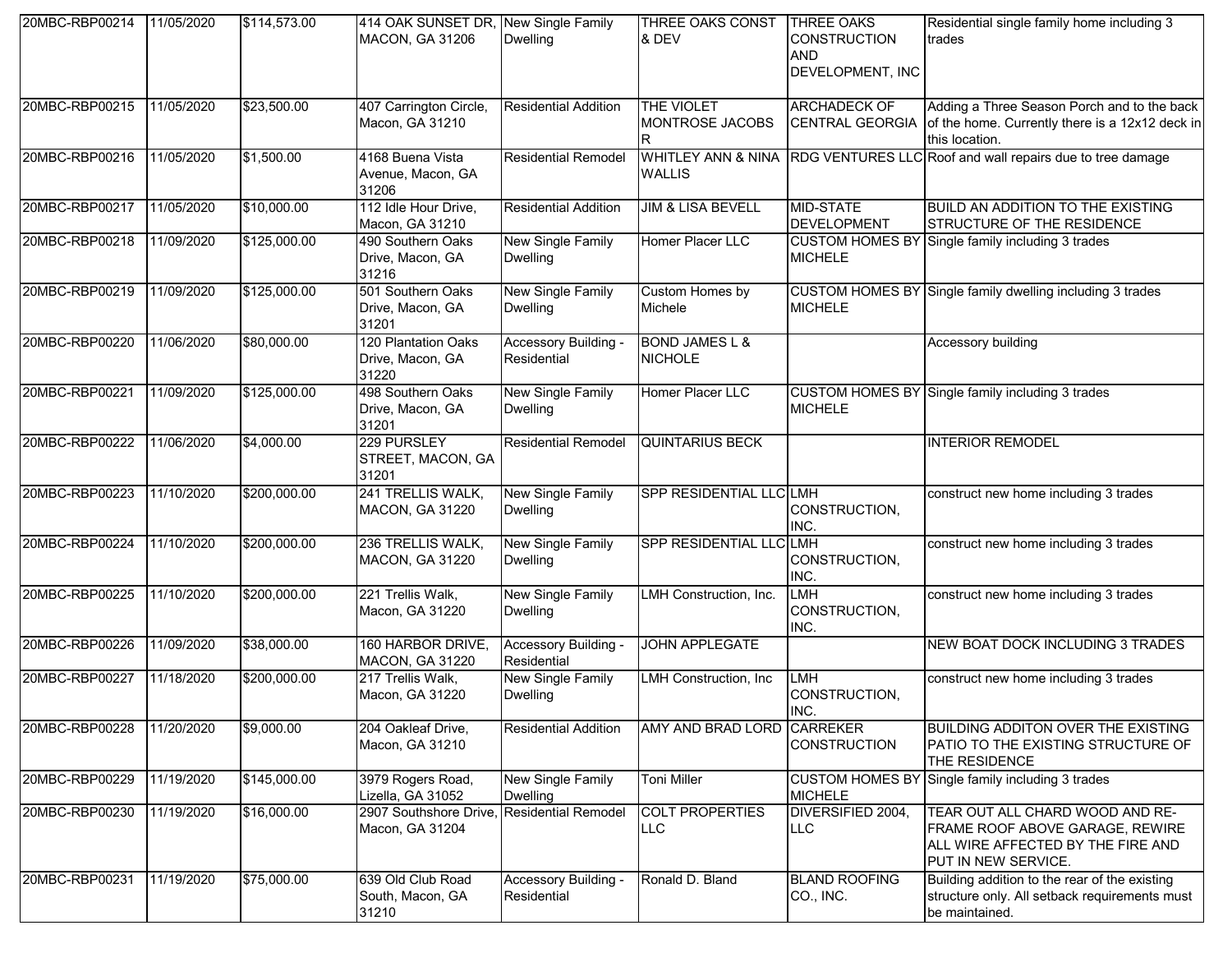| 20MBC-RBP00214 | 11/05/2020 | $114,573.00 | 414 OAK SUNSET DR, MACON, GA 31206 | New Single Family Dwelling | THREE OAKS CONST & DEV | THREE OAKS CONSTRUCTION AND DEVELOPMENT, INC | Residential single family home including 3 trades |
|---|---|---|---|---|---|---|---|
| 20MBC-RBP00215 | 11/05/2020 | $23,500.00 | 407 Carrington Circle, Macon, GA 31210 | Residential Addition | THE VIOLET MONTROSE JACOBS R | ARCHADECK OF CENTRAL GEORGIA | Adding a Three Season Porch and to the back of the home. Currently there is a 12x12 deck in this location. |
| 20MBC-RBP00216 | 11/05/2020 | $1,500.00 | 4168 Buena Vista Avenue, Macon, GA 31206 | Residential Remodel | WHITLEY ANN & NINA WALLIS | RDG VENTURES LLC | Roof and wall repairs due to tree damage |
| 20MBC-RBP00217 | 11/05/2020 | $10,000.00 | 112 Idle Hour Drive, Macon, GA 31210 | Residential Addition | JIM & LISA BEVELL | MID-STATE DEVELOPMENT | BUILD AN ADDITION TO THE EXISTING STRUCTURE OF THE RESIDENCE |
| 20MBC-RBP00218 | 11/09/2020 | $125,000.00 | 490 Southern Oaks Drive, Macon, GA 31216 | New Single Family Dwelling | Homer Placer LLC | CUSTOM HOMES BY MICHELE | Single family including 3 trades |
| 20MBC-RBP00219 | 11/09/2020 | $125,000.00 | 501 Southern Oaks Drive, Macon, GA 31201 | New Single Family Dwelling | Custom Homes by Michele | CUSTOM HOMES BY MICHELE | Single family dwelling including 3 trades |
| 20MBC-RBP00220 | 11/06/2020 | $80,000.00 | 120 Plantation Oaks Drive, Macon, GA 31220 | Accessory Building - Residential | BOND JAMES L & NICHOLE | | Accessory building |
| 20MBC-RBP00221 | 11/09/2020 | $125,000.00 | 498 Southern Oaks Drive, Macon, GA 31201 | New Single Family Dwelling | Homer Placer LLC | CUSTOM HOMES BY MICHELE | Single family including 3 trades |
| 20MBC-RBP00222 | 11/06/2020 | $4,000.00 | 229 PURSLEY STREET, MACON, GA 31201 | Residential Remodel | QUINTARIUS BECK | | INTERIOR REMODEL |
| 20MBC-RBP00223 | 11/10/2020 | $200,000.00 | 241 TRELLIS WALK, MACON, GA 31220 | New Single Family Dwelling | SPP RESIDENTIAL LLC | LMH CONSTRUCTION, INC. | construct new home including 3 trades |
| 20MBC-RBP00224 | 11/10/2020 | $200,000.00 | 236 TRELLIS WALK, MACON, GA 31220 | New Single Family Dwelling | SPP RESIDENTIAL LLC | LMH CONSTRUCTION, INC. | construct new home including 3 trades |
| 20MBC-RBP00225 | 11/10/2020 | $200,000.00 | 221 Trellis Walk, Macon, GA 31220 | New Single Family Dwelling | LMH Construction, Inc. | LMH CONSTRUCTION, INC. | construct new home including 3 trades |
| 20MBC-RBP00226 | 11/09/2020 | $38,000.00 | 160 HARBOR DRIVE, MACON, GA 31220 | Accessory Building - Residential | JOHN APPLEGATE | | NEW BOAT DOCK INCLUDING 3 TRADES |
| 20MBC-RBP00227 | 11/18/2020 | $200,000.00 | 217 Trellis Walk, Macon, GA 31220 | New Single Family Dwelling | LMH Construction, Inc | LMH CONSTRUCTION, INC. | construct new home including 3 trades |
| 20MBC-RBP00228 | 11/20/2020 | $9,000.00 | 204 Oakleaf Drive, Macon, GA 31210 | Residential Addition | AMY AND BRAD LORD | CARREKER CONSTRUCTION | BUILDING ADDITON OVER THE EXISTING PATIO TO THE EXISTING STRUCTURE OF THE RESIDENCE |
| 20MBC-RBP00229 | 11/19/2020 | $145,000.00 | 3979 Rogers Road, Lizella, GA 31052 | New Single Family Dwelling | Toni Miller | CUSTOM HOMES BY MICHELE | Single family including 3 trades |
| 20MBC-RBP00230 | 11/19/2020 | $16,000.00 | 2907 Southshore Drive, Macon, GA 31204 | Residential Remodel | COLT PROPERTIES LLC | DIVERSIFIED 2004, LLC | TEAR OUT ALL CHARD WOOD AND RE-FRAME ROOF ABOVE GARAGE, REWIRE ALL WIRE AFFECTED BY THE FIRE AND PUT IN NEW SERVICE. |
| 20MBC-RBP00231 | 11/19/2020 | $75,000.00 | 639 Old Club Road South, Macon, GA 31210 | Accessory Building - Residential | Ronald D. Bland | BLAND ROOFING CO., INC. | Building addition to the rear of the existing structure only. All setback requirements must be maintained. |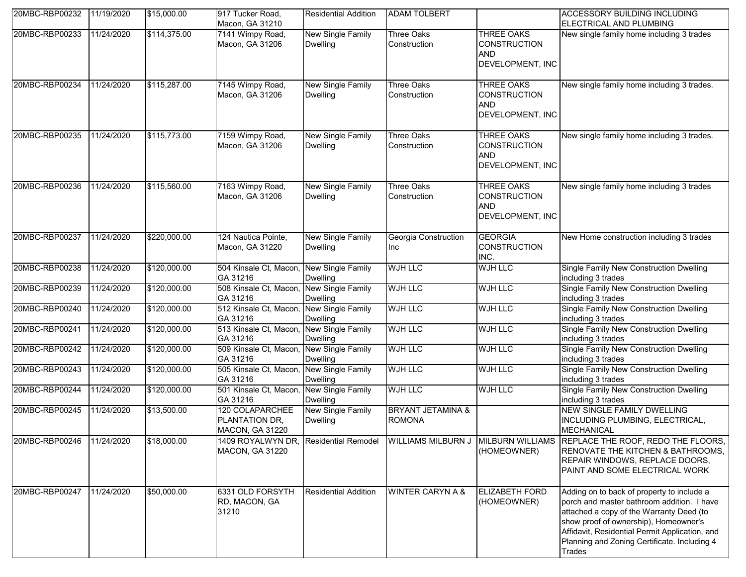| 20MBC-RBP00232 | 11/19/2020 | $15,000.00 | 917 Tucker Road, Macon, GA 31210 | Residential Addition | ADAM TOLBERT | | ACCESSORY BUILDING INCLUDING ELECTRICAL AND PLUMBING |
|---|---|---|---|---|---|---|---|
| 20MBC-RBP00233 | 11/24/2020 | $114,375.00 | 7141 Wimpy Road, Macon, GA 31206 | New Single Family Dwelling | Three Oaks Construction | THREE OAKS CONSTRUCTION AND DEVELOPMENT, INC | New single family home including 3 trades |
| 20MBC-RBP00234 | 11/24/2020 | $115,287.00 | 7145 Wimpy Road, Macon, GA 31206 | New Single Family Dwelling | Three Oaks Construction | THREE OAKS CONSTRUCTION AND DEVELOPMENT, INC | New single family home including 3 trades. |
| 20MBC-RBP00235 | 11/24/2020 | $115,773.00 | 7159 Wimpy Road, Macon, GA 31206 | New Single Family Dwelling | Three Oaks Construction | THREE OAKS CONSTRUCTION AND DEVELOPMENT, INC | New single family home including 3 trades. |
| 20MBC-RBP00236 | 11/24/2020 | $115,560.00 | 7163 Wimpy Road, Macon, GA 31206 | New Single Family Dwelling | Three Oaks Construction | THREE OAKS CONSTRUCTION AND DEVELOPMENT, INC | New single family home including 3 trades |
| 20MBC-RBP00237 | 11/24/2020 | $220,000.00 | 124 Nautica Pointe, Macon, GA 31220 | New Single Family Dwelling | Georgia Construction Inc | GEORGIA CONSTRUCTION INC. | New Home construction including 3 trades |
| 20MBC-RBP00238 | 11/24/2020 | $120,000.00 | 504 Kinsale Ct, Macon, GA 31216 | New Single Family Dwelling | WJH LLC | WJH LLC | Single Family New Construction Dwelling including 3 trades |
| 20MBC-RBP00239 | 11/24/2020 | $120,000.00 | 508 Kinsale Ct, Macon, GA 31216 | New Single Family Dwelling | WJH LLC | WJH LLC | Single Family New Construction Dwelling including 3 trades |
| 20MBC-RBP00240 | 11/24/2020 | $120,000.00 | 512 Kinsale Ct, Macon, GA 31216 | New Single Family Dwelling | WJH LLC | WJH LLC | Single Family New Construction Dwelling including 3 trades |
| 20MBC-RBP00241 | 11/24/2020 | $120,000.00 | 513 Kinsale Ct, Macon, GA 31216 | New Single Family Dwelling | WJH LLC | WJH LLC | Single Family New Construction Dwelling including 3 trades |
| 20MBC-RBP00242 | 11/24/2020 | $120,000.00 | 509 Kinsale Ct, Macon, GA 31216 | New Single Family Dwelling | WJH LLC | WJH LLC | Single Family New Construction Dwelling including 3 trades |
| 20MBC-RBP00243 | 11/24/2020 | $120,000.00 | 505 Kinsale Ct, Macon, GA 31216 | New Single Family Dwelling | WJH LLC | WJH LLC | Single Family New Construction Dwelling including 3 trades |
| 20MBC-RBP00244 | 11/24/2020 | $120,000.00 | 501 Kinsale Ct, Macon, GA 31216 | New Single Family Dwelling | WJH LLC | WJH LLC | Single Family New Construction Dwelling including 3 trades |
| 20MBC-RBP00245 | 11/24/2020 | $13,500.00 | 120 COLAPARCHEE PLANTATION DR, MACON, GA 31220 | New Single Family Dwelling | BRYANT JETAMINA & ROMONA | | NEW SINGLE FAMILY DWELLING INCLUDING PLUMBING, ELECTRICAL, MECHANICAL |
| 20MBC-RBP00246 | 11/24/2020 | $18,000.00 | 1409 ROYALWYN DR, MACON, GA 31220 | Residential Remodel | WILLIAMS MILBURN J | MILBURN WILLIAMS (HOMEOWNER) | REPLACE THE ROOF, REDO THE FLOORS, RENOVATE THE KITCHEN & BATHROOMS, REPAIR WINDOWS, REPLACE DOORS, PAINT AND SOME ELECTRICAL WORK |
| 20MBC-RBP00247 | 11/24/2020 | $50,000.00 | 6331 OLD FORSYTH RD, MACON, GA 31210 | Residential Addition | WINTER CARYN A & | ELIZABETH FORD (HOMEOWNER) | Adding on to back of property to include a porch and master bathroom addition. I have attached a copy of the Warranty Deed (to show proof of ownership), Homeowner's Affidavit, Residential Permit Application, and Planning and Zoning Certificate. Including 4 Trades |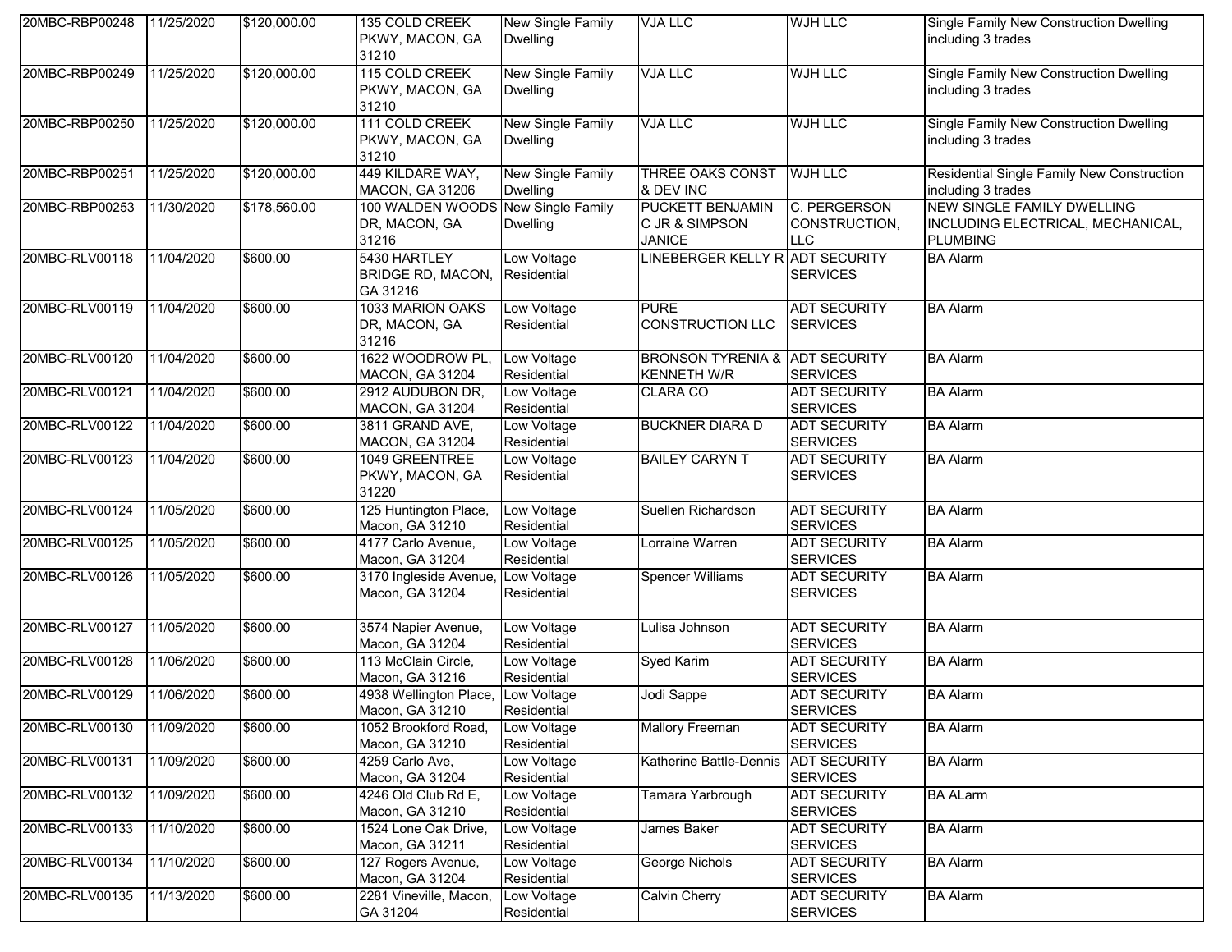| | | | | | | | |
|---|---|---|---|---|---|---|---|
| 20MBC-RBP00248 | 11/25/2020 | $120,000.00 | 135 COLD CREEK PKWY, MACON, GA 31210 | New Single Family Dwelling | VJA LLC | WJH LLC | Single Family New Construction Dwelling including 3 trades |
| 20MBC-RBP00249 | 11/25/2020 | $120,000.00 | 115 COLD CREEK PKWY, MACON, GA 31210 | New Single Family Dwelling | VJA LLC | WJH LLC | Single Family New Construction Dwelling including 3 trades |
| 20MBC-RBP00250 | 11/25/2020 | $120,000.00 | 111 COLD CREEK PKWY, MACON, GA 31210 | New Single Family Dwelling | VJA LLC | WJH LLC | Single Family New Construction Dwelling including 3 trades |
| 20MBC-RBP00251 | 11/25/2020 | $120,000.00 | 449 KILDARE WAY, MACON, GA 31206 | New Single Family Dwelling | THREE OAKS CONST & DEV INC | WJH LLC | Residential Single Family New Construction including 3 trades |
| 20MBC-RBP00253 | 11/30/2020 | $178,560.00 | 100 WALDEN WOODS DR, MACON, GA 31216 | New Single Family Dwelling | PUCKETT BENJAMIN C JR & SIMPSON JANICE | C. PERGERSON CONSTRUCTION, LLC | NEW SINGLE FAMILY DWELLING INCLUDING ELECTRICAL, MECHANICAL, PLUMBING |
| 20MBC-RLV00118 | 11/04/2020 | $600.00 | 5430 HARTLEY BRIDGE RD, MACON, GA 31216 | Low Voltage Residential | LINEBERGER KELLY R | ADT SECURITY SERVICES | BA Alarm |
| 20MBC-RLV00119 | 11/04/2020 | $600.00 | 1033 MARION OAKS DR, MACON, GA 31216 | Low Voltage Residential | PURE CONSTRUCTION LLC | ADT SECURITY SERVICES | BA Alarm |
| 20MBC-RLV00120 | 11/04/2020 | $600.00 | 1622 WOODROW PL, MACON, GA 31204 | Low Voltage Residential | BRONSON TYRENIA & KENNETH W/R | ADT SECURITY SERVICES | BA Alarm |
| 20MBC-RLV00121 | 11/04/2020 | $600.00 | 2912 AUDUBON DR, MACON, GA 31204 | Low Voltage Residential | CLARA CO | ADT SECURITY SERVICES | BA Alarm |
| 20MBC-RLV00122 | 11/04/2020 | $600.00 | 3811 GRAND AVE, MACON, GA 31204 | Low Voltage Residential | BUCKNER DIARA D | ADT SECURITY SERVICES | BA Alarm |
| 20MBC-RLV00123 | 11/04/2020 | $600.00 | 1049 GREENTREE PKWY, MACON, GA 31220 | Low Voltage Residential | BAILEY CARYN T | ADT SECURITY SERVICES | BA Alarm |
| 20MBC-RLV00124 | 11/05/2020 | $600.00 | 125 Huntington Place, Macon, GA 31210 | Low Voltage Residential | Suellen Richardson | ADT SECURITY SERVICES | BA Alarm |
| 20MBC-RLV00125 | 11/05/2020 | $600.00 | 4177 Carlo Avenue, Macon, GA 31204 | Low Voltage Residential | Lorraine Warren | ADT SECURITY SERVICES | BA Alarm |
| 20MBC-RLV00126 | 11/05/2020 | $600.00 | 3170 Ingleside Avenue, Macon, GA 31204 | Low Voltage Residential | Spencer Williams | ADT SECURITY SERVICES | BA Alarm |
| 20MBC-RLV00127 | 11/05/2020 | $600.00 | 3574 Napier Avenue, Macon, GA 31204 | Low Voltage Residential | Lulisa Johnson | ADT SECURITY SERVICES | BA Alarm |
| 20MBC-RLV00128 | 11/06/2020 | $600.00 | 113 McClain Circle, Macon, GA 31216 | Low Voltage Residential | Syed Karim | ADT SECURITY SERVICES | BA Alarm |
| 20MBC-RLV00129 | 11/06/2020 | $600.00 | 4938 Wellington Place, Macon, GA 31210 | Low Voltage Residential | Jodi Sappe | ADT SECURITY SERVICES | BA Alarm |
| 20MBC-RLV00130 | 11/09/2020 | $600.00 | 1052 Brookford Road, Macon, GA 31210 | Low Voltage Residential | Mallory Freeman | ADT SECURITY SERVICES | BA Alarm |
| 20MBC-RLV00131 | 11/09/2020 | $600.00 | 4259 Carlo Ave, Macon, GA 31204 | Low Voltage Residential | Katherine Battle-Dennis | ADT SECURITY SERVICES | BA Alarm |
| 20MBC-RLV00132 | 11/09/2020 | $600.00 | 4246 Old Club Rd E, Macon, GA 31210 | Low Voltage Residential | Tamara Yarbrough | ADT SECURITY SERVICES | BA ALarm |
| 20MBC-RLV00133 | 11/10/2020 | $600.00 | 1524 Lone Oak Drive, Macon, GA 31211 | Low Voltage Residential | James Baker | ADT SECURITY SERVICES | BA Alarm |
| 20MBC-RLV00134 | 11/10/2020 | $600.00 | 127 Rogers Avenue, Macon, GA 31204 | Low Voltage Residential | George Nichols | ADT SECURITY SERVICES | BA Alarm |
| 20MBC-RLV00135 | 11/13/2020 | $600.00 | 2281 Vineville, Macon, GA 31204 | Low Voltage Residential | Calvin Cherry | ADT SECURITY SERVICES | BA Alarm |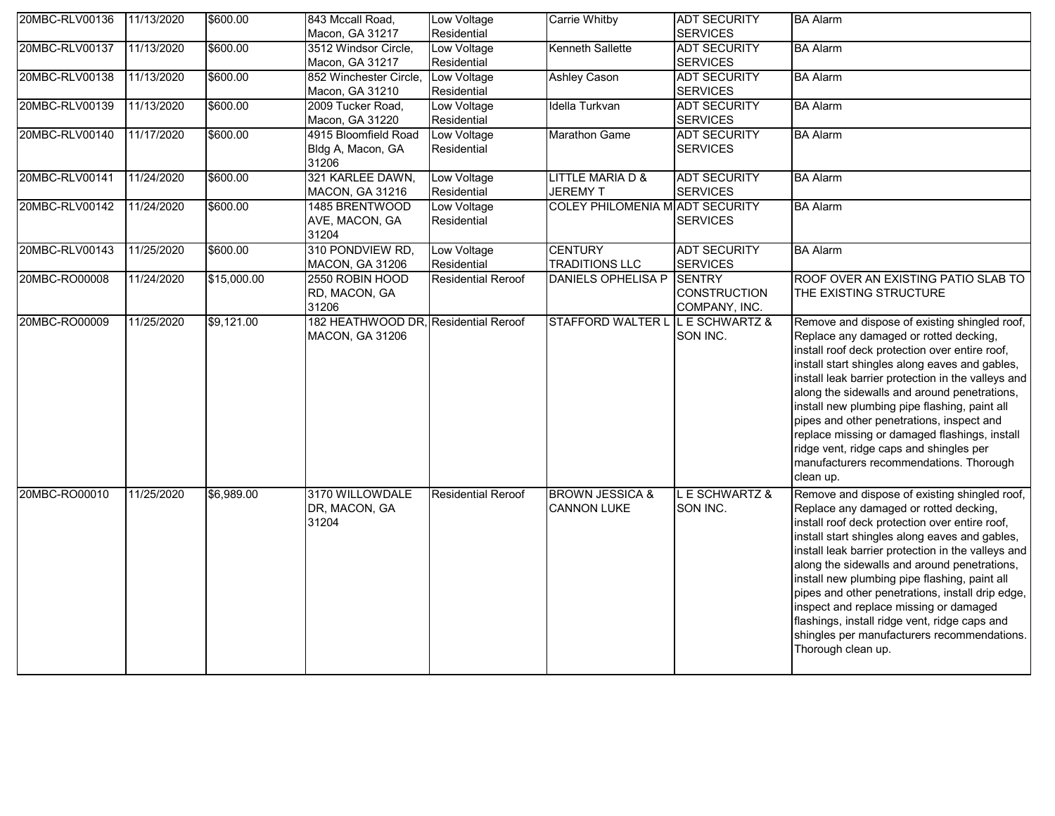| | | | | | | | |
|---|---|---|---|---|---|---|---|
| 20MBC-RLV00136 | 11/13/2020 | $600.00 | 843 Mccall Road, Macon, GA 31217 | Low Voltage Residential | Carrie Whitby | ADT SECURITY SERVICES | BA Alarm |
| 20MBC-RLV00137 | 11/13/2020 | $600.00 | 3512 Windsor Circle, Macon, GA 31217 | Low Voltage Residential | Kenneth Sallette | ADT SECURITY SERVICES | BA Alarm |
| 20MBC-RLV00138 | 11/13/2020 | $600.00 | 852 Winchester Circle, Macon, GA 31210 | Low Voltage Residential | Ashley Cason | ADT SECURITY SERVICES | BA Alarm |
| 20MBC-RLV00139 | 11/13/2020 | $600.00 | 2009 Tucker Road, Macon, GA 31220 | Low Voltage Residential | Idella Turkvan | ADT SECURITY SERVICES | BA Alarm |
| 20MBC-RLV00140 | 11/17/2020 | $600.00 | 4915 Bloomfield Road Bldg A, Macon, GA 31206 | Low Voltage Residential | Marathon Game | ADT SECURITY SERVICES | BA Alarm |
| 20MBC-RLV00141 | 11/24/2020 | $600.00 | 321 KARLEE DAWN, MACON, GA 31216 | Low Voltage Residential | LITTLE MARIA D & JEREMY T | ADT SECURITY SERVICES | BA Alarm |
| 20MBC-RLV00142 | 11/24/2020 | $600.00 | 1485 BRENTWOOD AVE, MACON, GA 31204 | Low Voltage Residential | COLEY PHILOMENIA M | ADT SECURITY SERVICES | BA Alarm |
| 20MBC-RLV00143 | 11/25/2020 | $600.00 | 310 PONDVIEW RD, MACON, GA 31206 | Low Voltage Residential | CENTURY TRADITIONS LLC | ADT SECURITY SERVICES | BA Alarm |
| 20MBC-RO00008 | 11/24/2020 | $15,000.00 | 2550 ROBIN HOOD RD, MACON, GA 31206 | Residential Reroof | DANIELS OPHELISA P | SENTRY CONSTRUCTION COMPANY, INC. | ROOF OVER AN EXISTING PATIO SLAB TO THE EXISTING STRUCTURE |
| 20MBC-RO00009 | 11/25/2020 | $9,121.00 | 182 HEATHWOOD DR, MACON, GA 31206 | Residential Reroof | STAFFORD WALTER L | L E SCHWARTZ & SON INC. | Remove and dispose of existing shingled roof, Replace any damaged or rotted decking, install roof deck protection over entire roof, install start shingles along eaves and gables, install leak barrier protection in the valleys and along the sidewalls and around penetrations, install new plumbing pipe flashing, paint all pipes and other penetrations, inspect and replace missing or damaged flashings, install ridge vent, ridge caps and shingles per manufacturers recommendations. Thorough clean up. |
| 20MBC-RO00010 | 11/25/2020 | $6,989.00 | 3170 WILLOWDALE DR, MACON, GA 31204 | Residential Reroof | BROWN JESSICA & CANNON LUKE | L E SCHWARTZ & SON INC. | Remove and dispose of existing shingled roof, Replace any damaged or rotted decking, install roof deck protection over entire roof, install start shingles along eaves and gables, install leak barrier protection in the valleys and along the sidewalls and around penetrations, install new plumbing pipe flashing, paint all pipes and other penetrations, install drip edge, inspect and replace missing or damaged flashings, install ridge vent, ridge caps and shingles per manufacturers recommendations. Thorough clean up. |